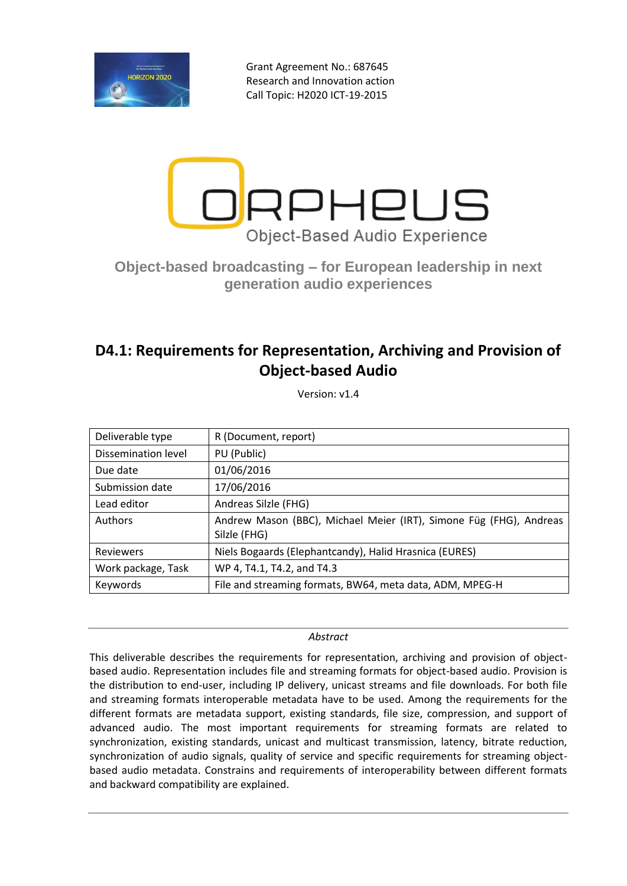Grant Agreement No.: 687645
Research and Innovation action
Call Topic: H2020 ICT-19-2015

ORPHEUS
Object-Based Audio Experience

**Object-based broadcasting – for European leadership in next generation audio experiences**

# D4.1: Requirements for Representation, Archiving and Provision of Object-based Audio

Version: v1.4

| Deliverable type | R (Document, report) |
|---|---|
| Dissemination level | PU (Public) |
| Due date | 01/06/2016 |
| Submission date | 17/06/2016 |
| Lead editor | Andreas Silzle (FHG) |
| Authors | Andrew Mason (BBC), Michael Meier (IRT), Simone Füg (FHG), Andreas Silzle (FHG) |
| Reviewers | Niels Bogaards (Elephantcandy), Halid Hrasnica (EURES) |
| Work package, Task | WP 4, T4.1, T4.2, and T4.3 |
| Keywords | File and streaming formats, BW64, meta data, ADM, MPEG-H |

*Abstract*

This deliverable describes the requirements for representation, archiving and provision of object-based audio. Representation includes file and streaming formats for object-based audio. Provision is the distribution to end-user, including IP delivery, unicast streams and file downloads. For both file and streaming formats interoperable metadata have to be used. Among the requirements for the different formats are metadata support, existing standards, file size, compression, and support of advanced audio. The most important requirements for streaming formats are related to synchronization, existing standards, unicast and multicast transmission, latency, bitrate reduction, synchronization of audio signals, quality of service and specific requirements for streaming object-based audio metadata. Constrains and requirements of interoperability between different formats and backward compatibility are explained.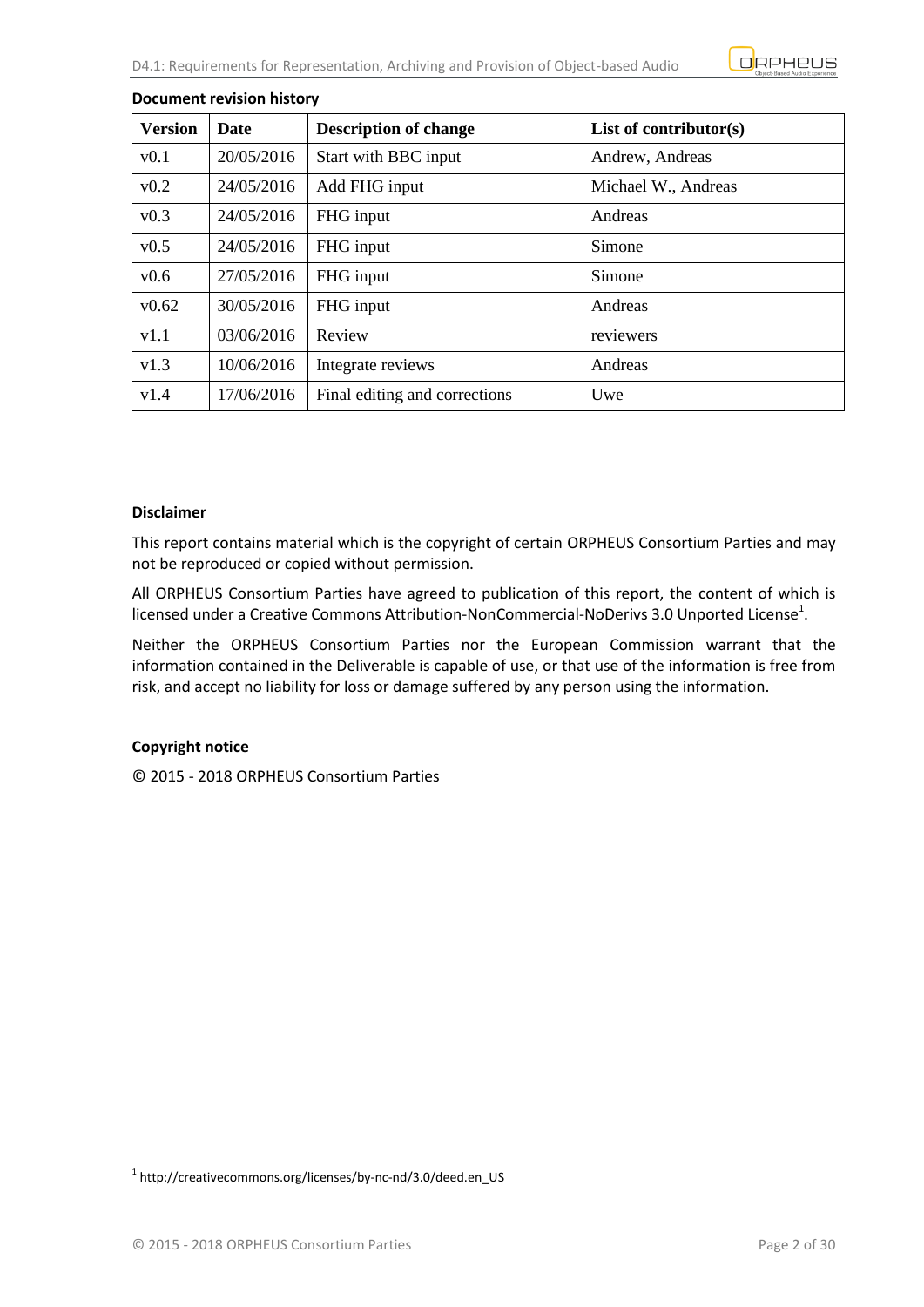**Document revision history**

| Version | Date | Description of change | List of contributor(s) |
|---|---|---|---|
| v0.1 | 20/05/2016 | Start with BBC input | Andrew, Andreas |
| v0.2 | 24/05/2016 | Add FHG input | Michael W., Andreas |
| v0.3 | 24/05/2016 | FHG input | Andreas |
| v0.5 | 24/05/2016 | FHG input | Simone |
| v0.6 | 27/05/2016 | FHG input | Simone |
| v0.62 | 30/05/2016 | FHG input | Andreas |
| v1.1 | 03/06/2016 | Review | reviewers |
| v1.3 | 10/06/2016 | Integrate reviews | Andreas |
| v1.4 | 17/06/2016 | Final editing and corrections | Uwe |

**Disclaimer**

This report contains material which is the copyright of certain ORPHEUS Consortium Parties and may not be reproduced or copied without permission.

All ORPHEUS Consortium Parties have agreed to publication of this report, the content of which is licensed under a Creative Commons Attribution-NonCommercial-NoDerivs 3.0 Unported License[1].

Neither the ORPHEUS Consortium Parties nor the European Commission warrant that the information contained in the Deliverable is capable of use, or that use of the information is free from risk, and accept no liability for loss or damage suffered by any person using the information.

**Copyright notice**

© 2015 - 2018 ORPHEUS Consortium Parties

[1] http://creativecommons.org/licenses/by-nc-nd/3.0/deed.en_US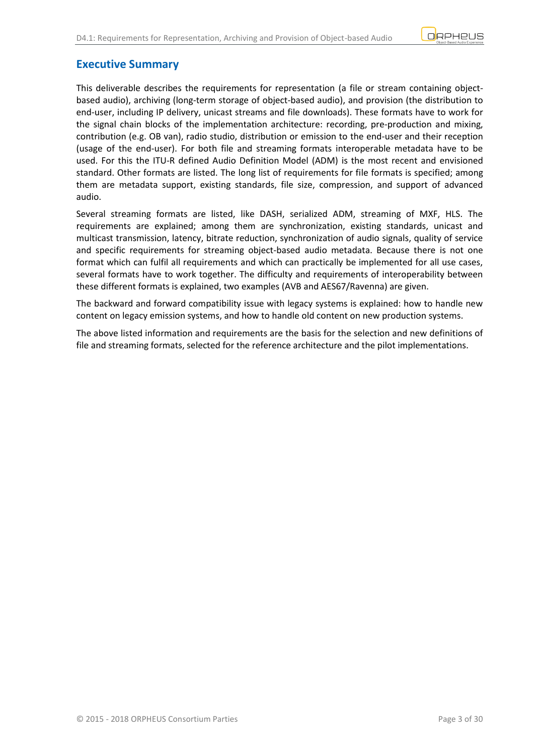## Executive Summary

This deliverable describes the requirements for representation (a file or stream containing object-based audio), archiving (long-term storage of object-based audio), and provision (the distribution to end-user, including IP delivery, unicast streams and file downloads). These formats have to work for the signal chain blocks of the implementation architecture: recording, pre-production and mixing, contribution (e.g. OB van), radio studio, distribution or emission to the end-user and their reception (usage of the end-user). For both file and streaming formats interoperable metadata have to be used. For this the ITU-R defined Audio Definition Model (ADM) is the most recent and envisioned standard. Other formats are listed. The long list of requirements for file formats is specified; among them are metadata support, existing standards, file size, compression, and support of advanced audio.

Several streaming formats are listed, like DASH, serialized ADM, streaming of MXF, HLS. The requirements are explained; among them are synchronization, existing standards, unicast and multicast transmission, latency, bitrate reduction, synchronization of audio signals, quality of service and specific requirements for streaming object-based audio metadata. Because there is not one format which can fulfil all requirements and which can practically be implemented for all use cases, several formats have to work together. The difficulty and requirements of interoperability between these different formats is explained, two examples (AVB and AES67/Ravenna) are given.

The backward and forward compatibility issue with legacy systems is explained: how to handle new content on legacy emission systems, and how to handle old content on new production systems.

The above listed information and requirements are the basis for the selection and new definitions of file and streaming formats, selected for the reference architecture and the pilot implementations.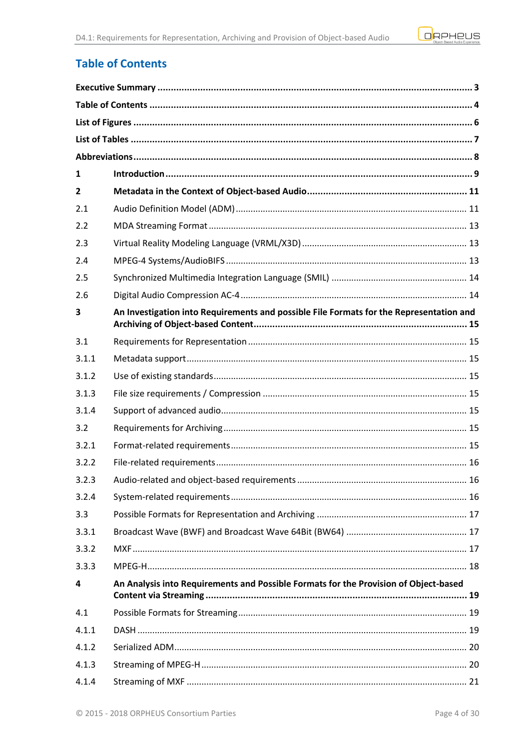# Table of Contents

| | | |
|---|---|---|
| **Executive Summary** | | **3** |
| **Table of Contents** | | **4** |
| **List of Figures** | | **6** |
| **List of Tables** | | **7** |
| **Abbreviations** | | **8** |
| **1** | **Introduction** | **9** |
| **2** | **Metadata in the Context of Object-based Audio** | **11** |
| 2.1 | Audio Definition Model (ADM) | 11 |
| 2.2 | MDA Streaming Format | 13 |
| 2.3 | Virtual Reality Modeling Language (VRML/X3D) | 13 |
| 2.4 | MPEG-4 Systems/AudioBIFS | 13 |
| 2.5 | Synchronized Multimedia Integration Language (SMIL) | 14 |
| 2.6 | Digital Audio Compression AC-4 | 14 |
| **3** | **An Investigation into Requirements and possible File Formats for the Representation and Archiving of Object-based Content** | **15** |
| 3.1 | Requirements for Representation | 15 |
| 3.1.1 | Metadata support | 15 |
| 3.1.2 | Use of existing standards | 15 |
| 3.1.3 | File size requirements / Compression | 15 |
| 3.1.4 | Support of advanced audio | 15 |
| 3.2 | Requirements for Archiving | 15 |
| 3.2.1 | Format-related requirements | 15 |
| 3.2.2 | File-related requirements | 16 |
| 3.2.3 | Audio-related and object-based requirements | 16 |
| 3.2.4 | System-related requirements | 16 |
| 3.3 | Possible Formats for Representation and Archiving | 17 |
| 3.3.1 | Broadcast Wave (BWF) and Broadcast Wave 64Bit (BW64) | 17 |
| 3.3.2 | MXF | 17 |
| 3.3.3 | MPEG-H | 18 |
| **4** | **An Analysis into Requirements and Possible Formats for the Provision of Object-based Content via Streaming** | **19** |
| 4.1 | Possible Formats for Streaming | 19 |
| 4.1.1 | DASH | 19 |
| 4.1.2 | Serialized ADM | 20 |
| 4.1.3 | Streaming of MPEG-H | 20 |
| 4.1.4 | Streaming of MXF | 21 |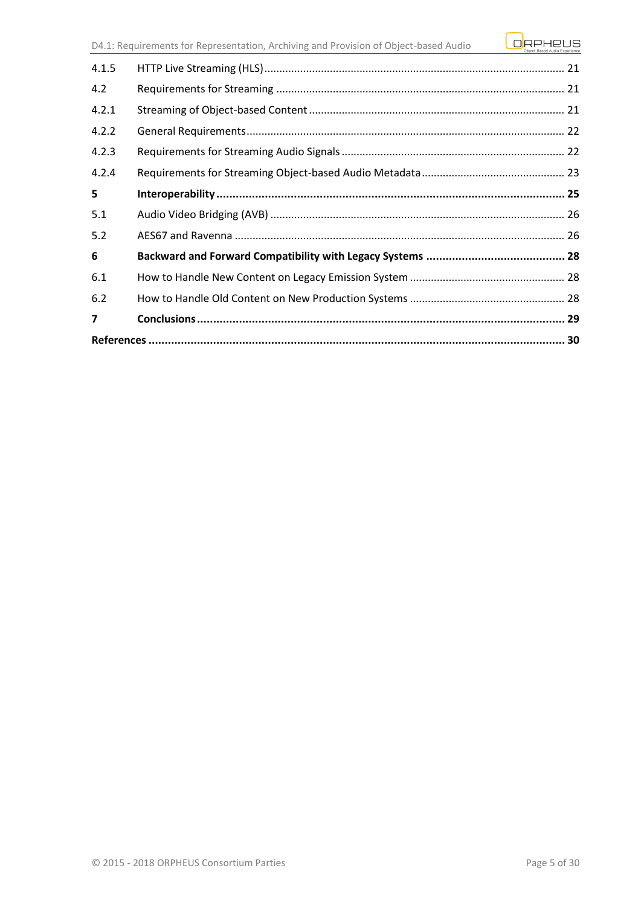| | | |
|---|---|---|
| 4.1.5 | HTTP Live Streaming (HLS) | 21 |
| 4.2 | Requirements for Streaming | 21 |
| 4.2.1 | Streaming of Object-based Content | 21 |
| 4.2.2 | General Requirements | 22 |
| 4.2.3 | Requirements for Streaming Audio Signals | 22 |
| 4.2.4 | Requirements for Streaming Object-based Audio Metadata | 23 |
| **5** | **Interoperability** | **25** |
| 5.1 | Audio Video Bridging (AVB) | 26 |
| 5.2 | AES67 and Ravenna | 26 |
| **6** | **Backward and Forward Compatibility with Legacy Systems** | **28** |
| 6.1 | How to Handle New Content on Legacy Emission System | 28 |
| 6.2 | How to Handle Old Content on New Production Systems | 28 |
| **7** | **Conclusions** | **29** |
| **References** | | **30** |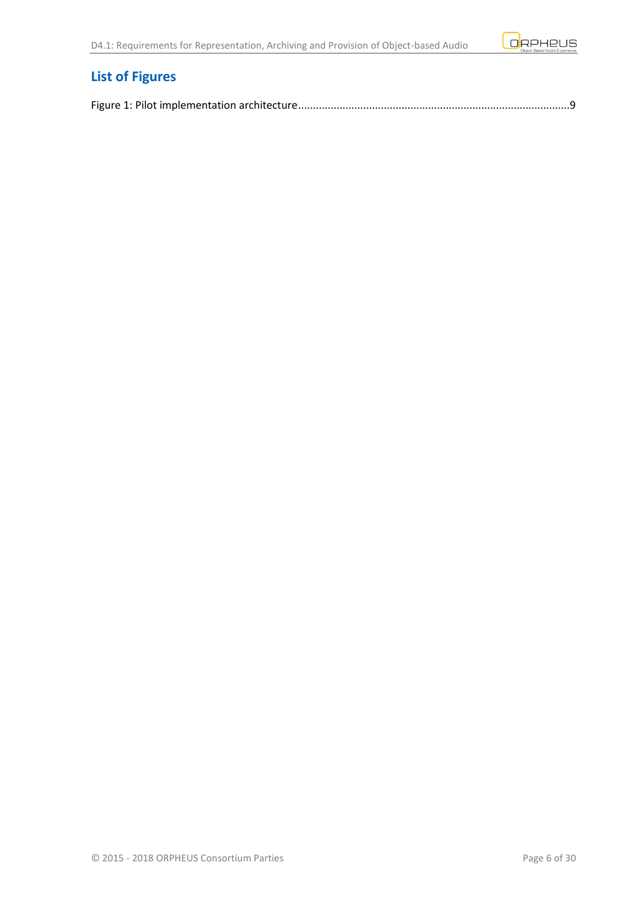## List of Figures

Figure 1: Pilot implementation architecture ....................................................................................9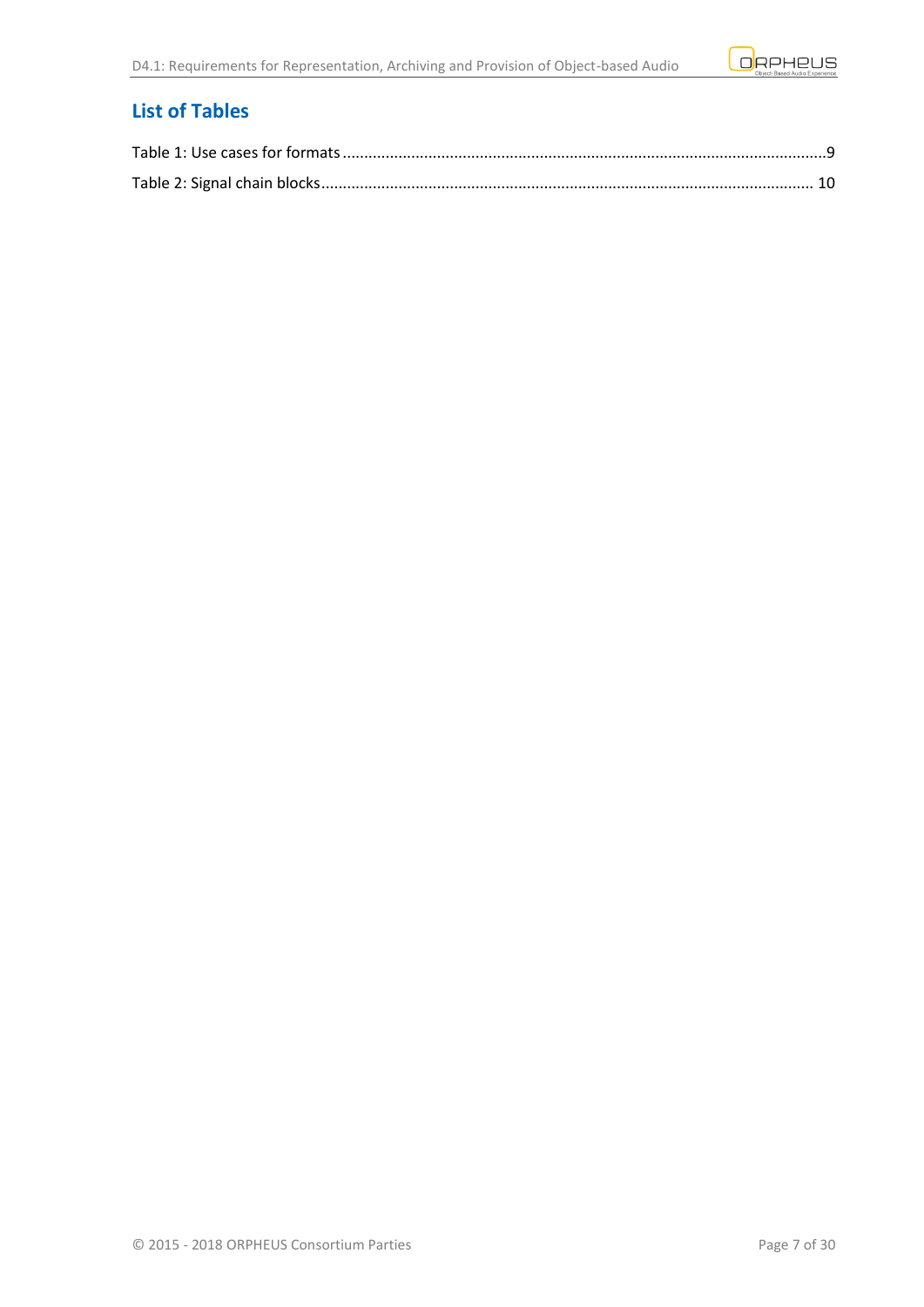## List of Tables

Table 1: Use cases for formats ........................................................................................................ 9

Table 2: Signal chain blocks ........................................................................................................ 10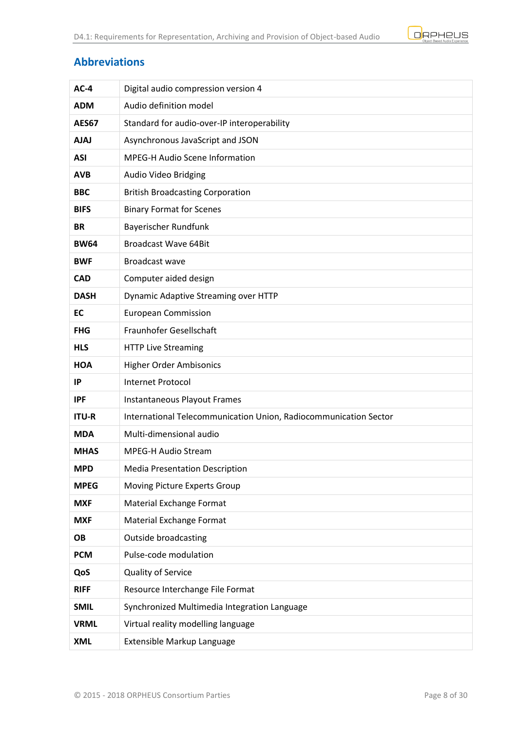## Abbreviations

| | |
|---|---|
| **AC-4** | Digital audio compression version 4 |
| **ADM** | Audio definition model |
| **AES67** | Standard for audio-over-IP interoperability |
| **AJAJ** | Asynchronous JavaScript and JSON |
| **ASI** | MPEG-H Audio Scene Information |
| **AVB** | Audio Video Bridging |
| **BBC** | British Broadcasting Corporation |
| **BIFS** | Binary Format for Scenes |
| **BR** | Bayerischer Rundfunk |
| **BW64** | Broadcast Wave 64Bit |
| **BWF** | Broadcast wave |
| **CAD** | Computer aided design |
| **DASH** | Dynamic Adaptive Streaming over HTTP |
| **EC** | European Commission |
| **FHG** | Fraunhofer Gesellschaft |
| **HLS** | HTTP Live Streaming |
| **HOA** | Higher Order Ambisonics |
| **IP** | Internet Protocol |
| **IPF** | Instantaneous Playout Frames |
| **ITU-R** | International Telecommunication Union, Radiocommunication Sector |
| **MDA** | Multi-dimensional audio |
| **MHAS** | MPEG-H Audio Stream |
| **MPD** | Media Presentation Description |
| **MPEG** | Moving Picture Experts Group |
| **MXF** | Material Exchange Format |
| **MXF** | Material Exchange Format |
| **OB** | Outside broadcasting |
| **PCM** | Pulse-code modulation |
| **QoS** | Quality of Service |
| **RIFF** | Resource Interchange File Format |
| **SMIL** | Synchronized Multimedia Integration Language |
| **VRML** | Virtual reality modelling language |
| **XML** | Extensible Markup Language |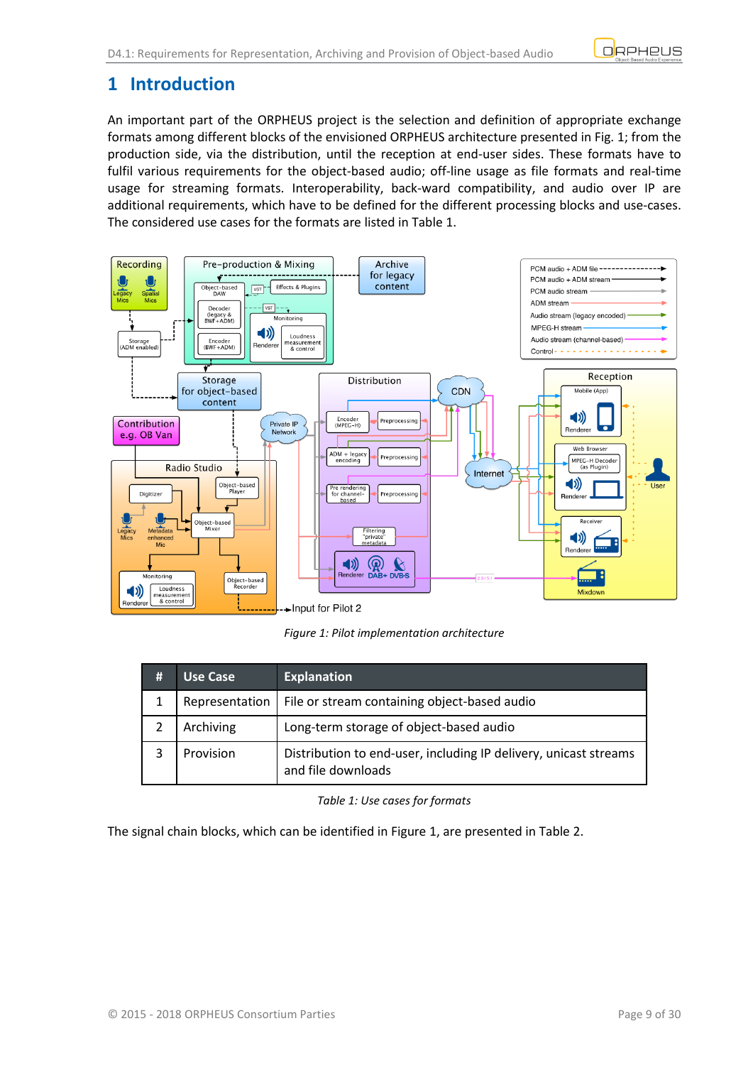# 1 Introduction

An important part of the ORPHEUS project is the selection and definition of appropriate exchange formats among different blocks of the envisioned ORPHEUS architecture presented in Fig. 1; from the production side, via the distribution, until the reception at end-user sides. These formats have to fulfil various requirements for the object-based audio; off-line usage as file formats and real-time usage for streaming formats. Interoperability, back-ward compatibility, and audio over IP are additional requirements, which have to be defined for the different processing blocks and use-cases. The considered use cases for the formats are listed in Table 1.

*Figure 1: Pilot implementation architecture*

| # | Use Case | Explanation |
|---|---|---|
| 1 | Representation | File or stream containing object-based audio |
| 2 | Archiving | Long-term storage of object-based audio |
| 3 | Provision | Distribution to end-user, including IP delivery, unicast streams and file downloads |

*Table 1: Use cases for formats*

The signal chain blocks, which can be identified in Figure 1, are presented in Table 2.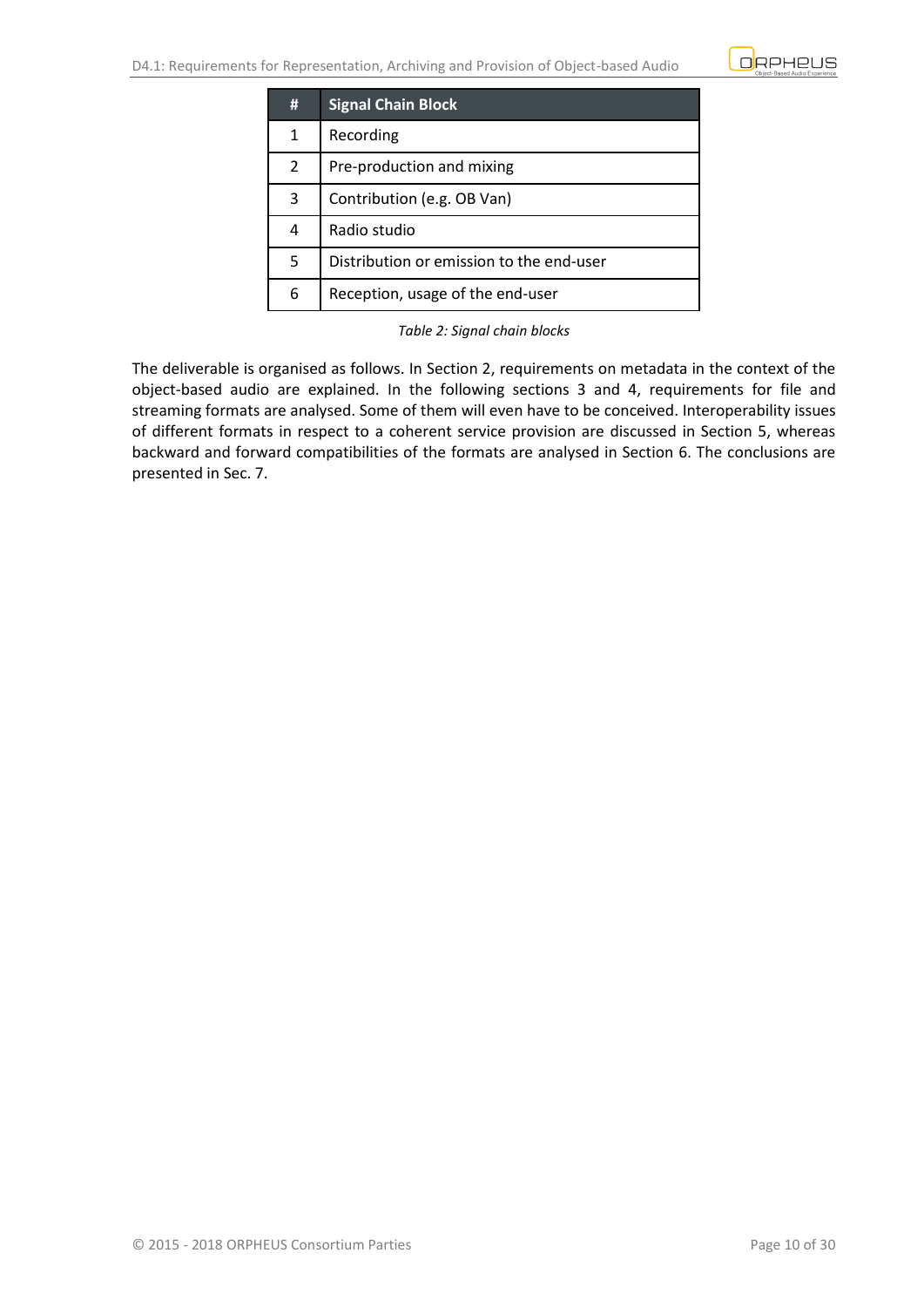| # | Signal Chain Block |
|---|---|
| 1 | Recording |
| 2 | Pre-production and mixing |
| 3 | Contribution (e.g. OB Van) |
| 4 | Radio studio |
| 5 | Distribution or emission to the end-user |
| 6 | Reception, usage of the end-user |

*Table 2: Signal chain blocks*

The deliverable is organised as follows. In Section 2, requirements on metadata in the context of the object-based audio are explained. In the following sections 3 and 4, requirements for file and streaming formats are analysed. Some of them will even have to be conceived. Interoperability issues of different formats in respect to a coherent service provision are discussed in Section 5, whereas backward and forward compatibilities of the formats are analysed in Section 6. The conclusions are presented in Sec. 7.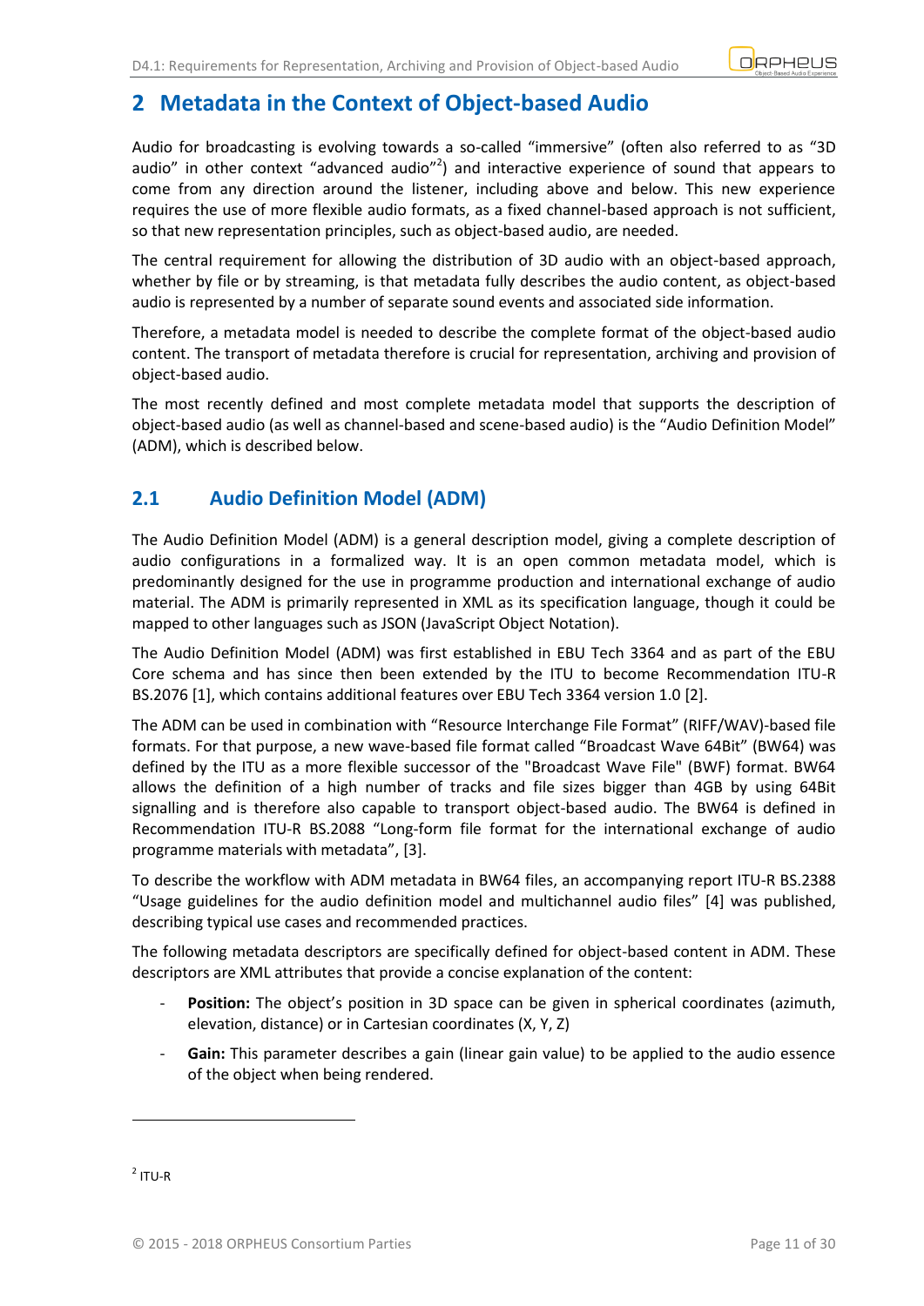# 2 Metadata in the Context of Object-based Audio

Audio for broadcasting is evolving towards a so-called "immersive" (often also referred to as "3D audio" in other context "advanced audio"[2]) and interactive experience of sound that appears to come from any direction around the listener, including above and below. This new experience requires the use of more flexible audio formats, as a fixed channel-based approach is not sufficient, so that new representation principles, such as object-based audio, are needed.

The central requirement for allowing the distribution of 3D audio with an object-based approach, whether by file or by streaming, is that metadata fully describes the audio content, as object-based audio is represented by a number of separate sound events and associated side information.

Therefore, a metadata model is needed to describe the complete format of the object-based audio content. The transport of metadata therefore is crucial for representation, archiving and provision of object-based audio.

The most recently defined and most complete metadata model that supports the description of object-based audio (as well as channel-based and scene-based audio) is the "Audio Definition Model" (ADM), which is described below.

## 2.1 Audio Definition Model (ADM)

The Audio Definition Model (ADM) is a general description model, giving a complete description of audio configurations in a formalized way. It is an open common metadata model, which is predominantly designed for the use in programme production and international exchange of audio material. The ADM is primarily represented in XML as its specification language, though it could be mapped to other languages such as JSON (JavaScript Object Notation).

The Audio Definition Model (ADM) was first established in EBU Tech 3364 and as part of the EBU Core schema and has since then been extended by the ITU to become Recommendation ITU-R BS.2076 [1], which contains additional features over EBU Tech 3364 version 1.0 [2].

The ADM can be used in combination with "Resource Interchange File Format" (RIFF/WAV)-based file formats. For that purpose, a new wave-based file format called "Broadcast Wave 64Bit" (BW64) was defined by the ITU as a more flexible successor of the "Broadcast Wave File" (BWF) format. BW64 allows the definition of a high number of tracks and file sizes bigger than 4GB by using 64Bit signalling and is therefore also capable to transport object-based audio. The BW64 is defined in Recommendation ITU-R BS.2088 "Long-form file format for the international exchange of audio programme materials with metadata", [3].

To describe the workflow with ADM metadata in BW64 files, an accompanying report ITU-R BS.2388 "Usage guidelines for the audio definition model and multichannel audio files" [4] was published, describing typical use cases and recommended practices.

The following metadata descriptors are specifically defined for object-based content in ADM. These descriptors are XML attributes that provide a concise explanation of the content:

- **Position:** The object's position in 3D space can be given in spherical coordinates (azimuth, elevation, distance) or in Cartesian coordinates (X, Y, Z)
- **Gain:** This parameter describes a gain (linear gain value) to be applied to the audio essence of the object when being rendered.

[2] ITU-R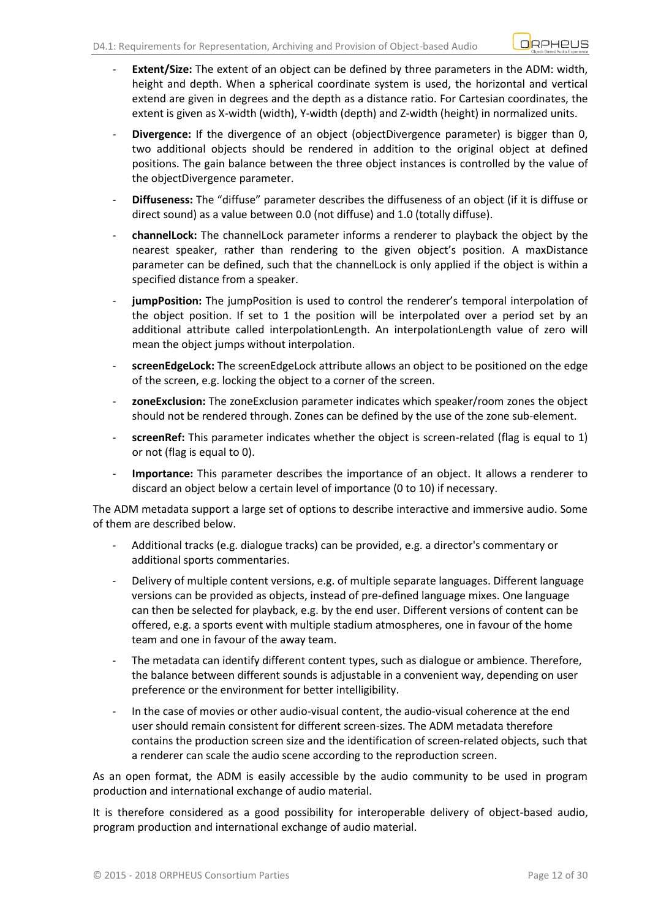- **Extent/Size:** The extent of an object can be defined by three parameters in the ADM: width, height and depth. When a spherical coordinate system is used, the horizontal and vertical extend are given in degrees and the depth as a distance ratio. For Cartesian coordinates, the extent is given as X-width (width), Y-width (depth) and Z-width (height) in normalized units.
- **Divergence:** If the divergence of an object (objectDivergence parameter) is bigger than 0, two additional objects should be rendered in addition to the original object at defined positions. The gain balance between the three object instances is controlled by the value of the objectDivergence parameter.
- **Diffuseness:** The "diffuse" parameter describes the diffuseness of an object (if it is diffuse or direct sound) as a value between 0.0 (not diffuse) and 1.0 (totally diffuse).
- **channelLock:** The channelLock parameter informs a renderer to playback the object by the nearest speaker, rather than rendering to the given object's position. A maxDistance parameter can be defined, such that the channelLock is only applied if the object is within a specified distance from a speaker.
- **jumpPosition:** The jumpPosition is used to control the renderer's temporal interpolation of the object position. If set to 1 the position will be interpolated over a period set by an additional attribute called interpolationLength. An interpolationLength value of zero will mean the object jumps without interpolation.
- **screenEdgeLock:** The screenEdgeLock attribute allows an object to be positioned on the edge of the screen, e.g. locking the object to a corner of the screen.
- **zoneExclusion:** The zoneExclusion parameter indicates which speaker/room zones the object should not be rendered through. Zones can be defined by the use of the zone sub-element.
- **screenRef:** This parameter indicates whether the object is screen-related (flag is equal to 1) or not (flag is equal to 0).
- **Importance:** This parameter describes the importance of an object. It allows a renderer to discard an object below a certain level of importance (0 to 10) if necessary.

The ADM metadata support a large set of options to describe interactive and immersive audio. Some of them are described below.

- Additional tracks (e.g. dialogue tracks) can be provided, e.g. a director's commentary or additional sports commentaries.
- Delivery of multiple content versions, e.g. of multiple separate languages. Different language versions can be provided as objects, instead of pre-defined language mixes. One language can then be selected for playback, e.g. by the end user. Different versions of content can be offered, e.g. a sports event with multiple stadium atmospheres, one in favour of the home team and one in favour of the away team.
- The metadata can identify different content types, such as dialogue or ambience. Therefore, the balance between different sounds is adjustable in a convenient way, depending on user preference or the environment for better intelligibility.
- In the case of movies or other audio-visual content, the audio-visual coherence at the end user should remain consistent for different screen-sizes. The ADM metadata therefore contains the production screen size and the identification of screen-related objects, such that a renderer can scale the audio scene according to the reproduction screen.

As an open format, the ADM is easily accessible by the audio community to be used in program production and international exchange of audio material.

It is therefore considered as a good possibility for interoperable delivery of object-based audio, program production and international exchange of audio material.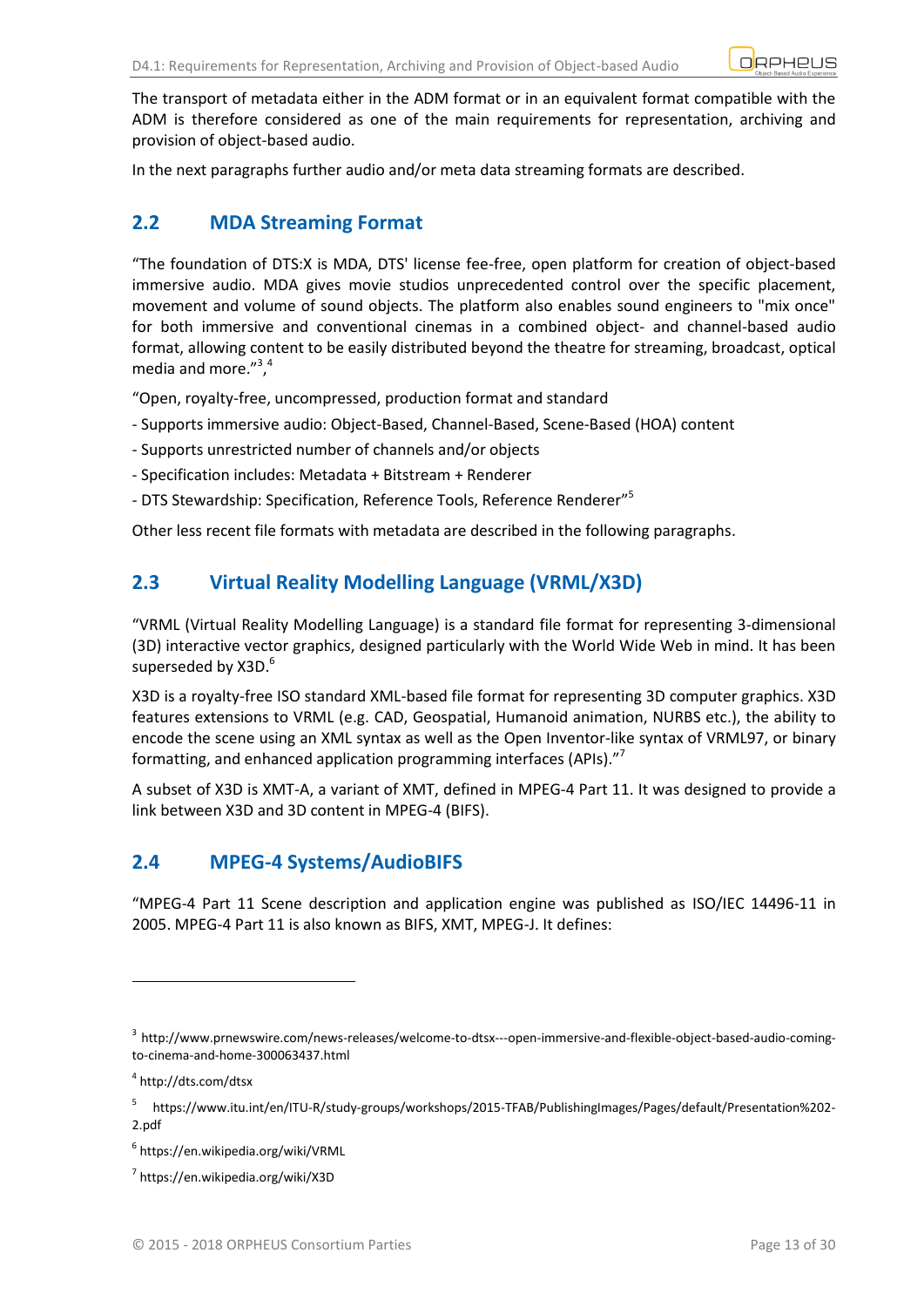The transport of metadata either in the ADM format or in an equivalent format compatible with the ADM is therefore considered as one of the main requirements for representation, archiving and provision of object-based audio.

In the next paragraphs further audio and/or meta data streaming formats are described.

## 2.2 MDA Streaming Format

"The foundation of DTS:X is MDA, DTS' license fee-free, open platform for creation of object-based immersive audio. MDA gives movie studios unprecedented control over the specific placement, movement and volume of sound objects. The platform also enables sound engineers to "mix once" for both immersive and conventional cinemas in a combined object- and channel-based audio format, allowing content to be easily distributed beyond the theatre for streaming, broadcast, optical media and more."[3],[4]

"Open, royalty-free, uncompressed, production format and standard

- Supports immersive audio: Object-Based, Channel-Based, Scene-Based (HOA) content
- Supports unrestricted number of channels and/or objects
- Specification includes: Metadata + Bitstream + Renderer
- DTS Stewardship: Specification, Reference Tools, Reference Renderer"[5]

Other less recent file formats with metadata are described in the following paragraphs.

## 2.3 Virtual Reality Modelling Language (VRML/X3D)

"VRML (Virtual Reality Modelling Language) is a standard file format for representing 3-dimensional (3D) interactive vector graphics, designed particularly with the World Wide Web in mind. It has been superseded by X3D.[6]

X3D is a royalty-free ISO standard XML-based file format for representing 3D computer graphics. X3D features extensions to VRML (e.g. CAD, Geospatial, Humanoid animation, NURBS etc.), the ability to encode the scene using an XML syntax as well as the Open Inventor-like syntax of VRML97, or binary formatting, and enhanced application programming interfaces (APIs)."[7]

A subset of X3D is XMT-A, a variant of XMT, defined in MPEG-4 Part 11. It was designed to provide a link between X3D and 3D content in MPEG-4 (BIFS).

## 2.4 MPEG-4 Systems/AudioBIFS

"MPEG-4 Part 11 Scene description and application engine was published as ISO/IEC 14496-11 in 2005. MPEG-4 Part 11 is also known as BIFS, XMT, MPEG-J. It defines:

---

[3] http://www.prnewswire.com/news-releases/welcome-to-dtsx---open-immersive-and-flexible-object-based-audio-coming-to-cinema-and-home-300063437.html

[4] http://dts.com/dtsx

[5] https://www.itu.int/en/ITU-R/study-groups/workshops/2015-TFAB/PublishingImages/Pages/default/Presentation%202-2.pdf

[6] https://en.wikipedia.org/wiki/VRML

[7] https://en.wikipedia.org/wiki/X3D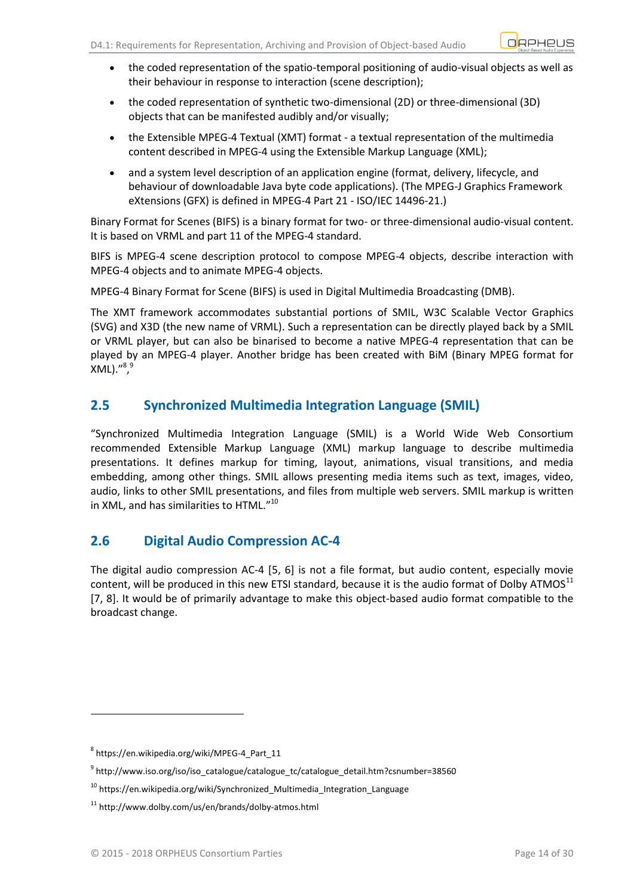- the coded representation of the spatio-temporal positioning of audio-visual objects as well as their behaviour in response to interaction (scene description);
- the coded representation of synthetic two-dimensional (2D) or three-dimensional (3D) objects that can be manifested audibly and/or visually;
- the Extensible MPEG-4 Textual (XMT) format - a textual representation of the multimedia content described in MPEG-4 using the Extensible Markup Language (XML);
- and a system level description of an application engine (format, delivery, lifecycle, and behaviour of downloadable Java byte code applications). (The MPEG-J Graphics Framework eXtensions (GFX) is defined in MPEG-4 Part 21 - ISO/IEC 14496-21.)

Binary Format for Scenes (BIFS) is a binary format for two- or three-dimensional audio-visual content. It is based on VRML and part 11 of the MPEG-4 standard.

BIFS is MPEG-4 scene description protocol to compose MPEG-4 objects, describe interaction with MPEG-4 objects and to animate MPEG-4 objects.

MPEG-4 Binary Format for Scene (BIFS) is used in Digital Multimedia Broadcasting (DMB).

The XMT framework accommodates substantial portions of SMIL, W3C Scalable Vector Graphics (SVG) and X3D (the new name of VRML). Such a representation can be directly played back by a SMIL or VRML player, but can also be binarised to become a native MPEG-4 representation that can be played by an MPEG-4 player. Another bridge has been created with BiM (Binary MPEG format for XML)."[8],[9]

## 2.5 Synchronized Multimedia Integration Language (SMIL)

"Synchronized Multimedia Integration Language (SMIL) is a World Wide Web Consortium recommended Extensible Markup Language (XML) markup language to describe multimedia presentations. It defines markup for timing, layout, animations, visual transitions, and media embedding, among other things. SMIL allows presenting media items such as text, images, video, audio, links to other SMIL presentations, and files from multiple web servers. SMIL markup is written in XML, and has similarities to HTML."[10]

## 2.6 Digital Audio Compression AC-4

The digital audio compression AC-4 [5, 6] is not a file format, but audio content, especially movie content, will be produced in this new ETSI standard, because it is the audio format of Dolby ATMOS[11] [7, 8]. It would be of primarily advantage to make this object-based audio format compatible to the broadcast change.

---

[8] https://en.wikipedia.org/wiki/MPEG-4_Part_11

[9] http://www.iso.org/iso/iso_catalogue/catalogue_tc/catalogue_detail.htm?csnumber=38560

[10] https://en.wikipedia.org/wiki/Synchronized_Multimedia_Integration_Language

[11] http://www.dolby.com/us/en/brands/dolby-atmos.html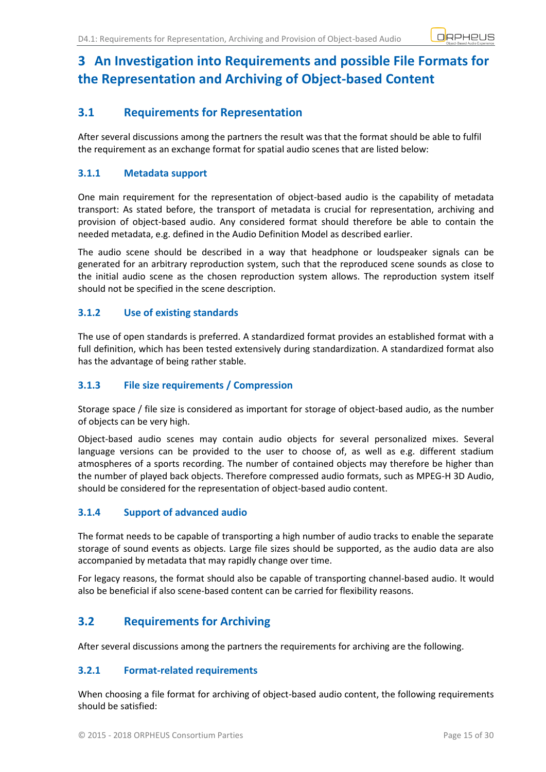# 3 An Investigation into Requirements and possible File Formats for the Representation and Archiving of Object-based Content

## 3.1 Requirements for Representation

After several discussions among the partners the result was that the format should be able to fulfil the requirement as an exchange format for spatial audio scenes that are listed below:

### 3.1.1 Metadata support

One main requirement for the representation of object-based audio is the capability of metadata transport: As stated before, the transport of metadata is crucial for representation, archiving and provision of object-based audio. Any considered format should therefore be able to contain the needed metadata, e.g. defined in the Audio Definition Model as described earlier.

The audio scene should be described in a way that headphone or loudspeaker signals can be generated for an arbitrary reproduction system, such that the reproduced scene sounds as close to the initial audio scene as the chosen reproduction system allows. The reproduction system itself should not be specified in the scene description.

### 3.1.2 Use of existing standards

The use of open standards is preferred. A standardized format provides an established format with a full definition, which has been tested extensively during standardization. A standardized format also has the advantage of being rather stable.

### 3.1.3 File size requirements / Compression

Storage space / file size is considered as important for storage of object-based audio, as the number of objects can be very high.

Object-based audio scenes may contain audio objects for several personalized mixes. Several language versions can be provided to the user to choose of, as well as e.g. different stadium atmospheres of a sports recording. The number of contained objects may therefore be higher than the number of played back objects. Therefore compressed audio formats, such as MPEG-H 3D Audio, should be considered for the representation of object-based audio content.

### 3.1.4 Support of advanced audio

The format needs to be capable of transporting a high number of audio tracks to enable the separate storage of sound events as objects. Large file sizes should be supported, as the audio data are also accompanied by metadata that may rapidly change over time.

For legacy reasons, the format should also be capable of transporting channel-based audio. It would also be beneficial if also scene-based content can be carried for flexibility reasons.

## 3.2 Requirements for Archiving

After several discussions among the partners the requirements for archiving are the following.

### 3.2.1 Format-related requirements

When choosing a file format for archiving of object-based audio content, the following requirements should be satisfied: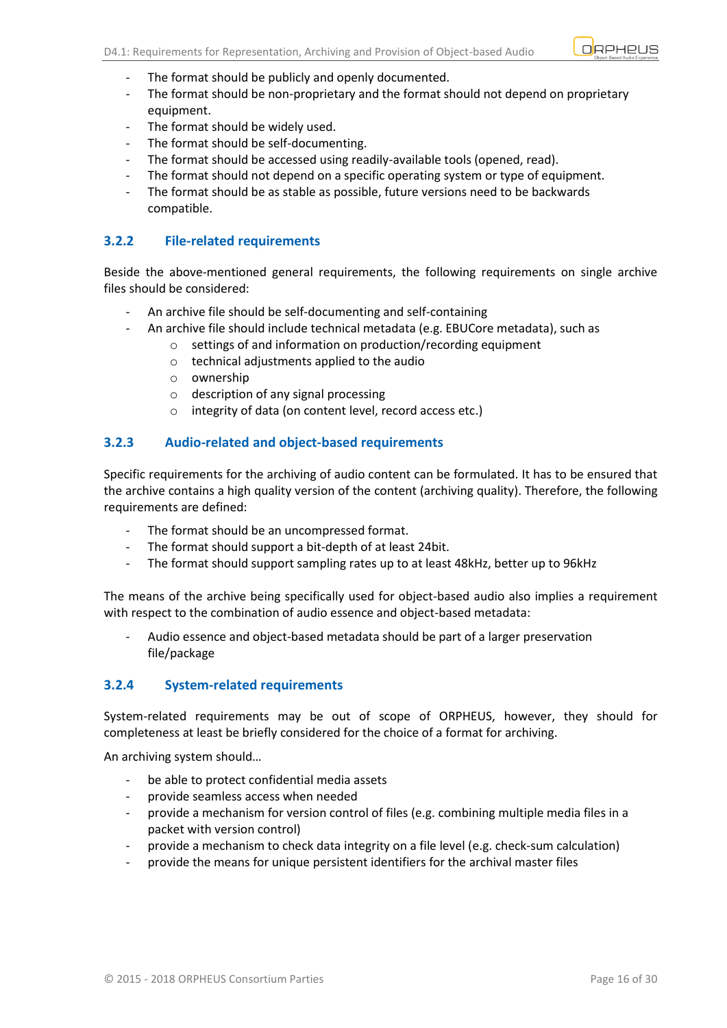- The format should be publicly and openly documented.
- The format should be non-proprietary and the format should not depend on proprietary equipment.
- The format should be widely used.
- The format should be self-documenting.
- The format should be accessed using readily-available tools (opened, read).
- The format should not depend on a specific operating system or type of equipment.
- The format should be as stable as possible, future versions need to be backwards compatible.

### 3.2.2 File-related requirements

Beside the above-mentioned general requirements, the following requirements on single archive files should be considered:

- An archive file should be self-documenting and self-containing
- An archive file should include technical metadata (e.g. EBUCore metadata), such as
    - settings of and information on production/recording equipment
    - technical adjustments applied to the audio
    - ownership
    - description of any signal processing
    - integrity of data (on content level, record access etc.)

### 3.2.3 Audio-related and object-based requirements

Specific requirements for the archiving of audio content can be formulated. It has to be ensured that the archive contains a high quality version of the content (archiving quality). Therefore, the following requirements are defined:

- The format should be an uncompressed format.
- The format should support a bit-depth of at least 24bit.
- The format should support sampling rates up to at least 48kHz, better up to 96kHz

The means of the archive being specifically used for object-based audio also implies a requirement with respect to the combination of audio essence and object-based metadata:

- Audio essence and object-based metadata should be part of a larger preservation file/package

### 3.2.4 System-related requirements

System-related requirements may be out of scope of ORPHEUS, however, they should for completeness at least be briefly considered for the choice of a format for archiving.

An archiving system should…

- be able to protect confidential media assets
- provide seamless access when needed
- provide a mechanism for version control of files (e.g. combining multiple media files in a packet with version control)
- provide a mechanism to check data integrity on a file level (e.g. check-sum calculation)
- provide the means for unique persistent identifiers for the archival master files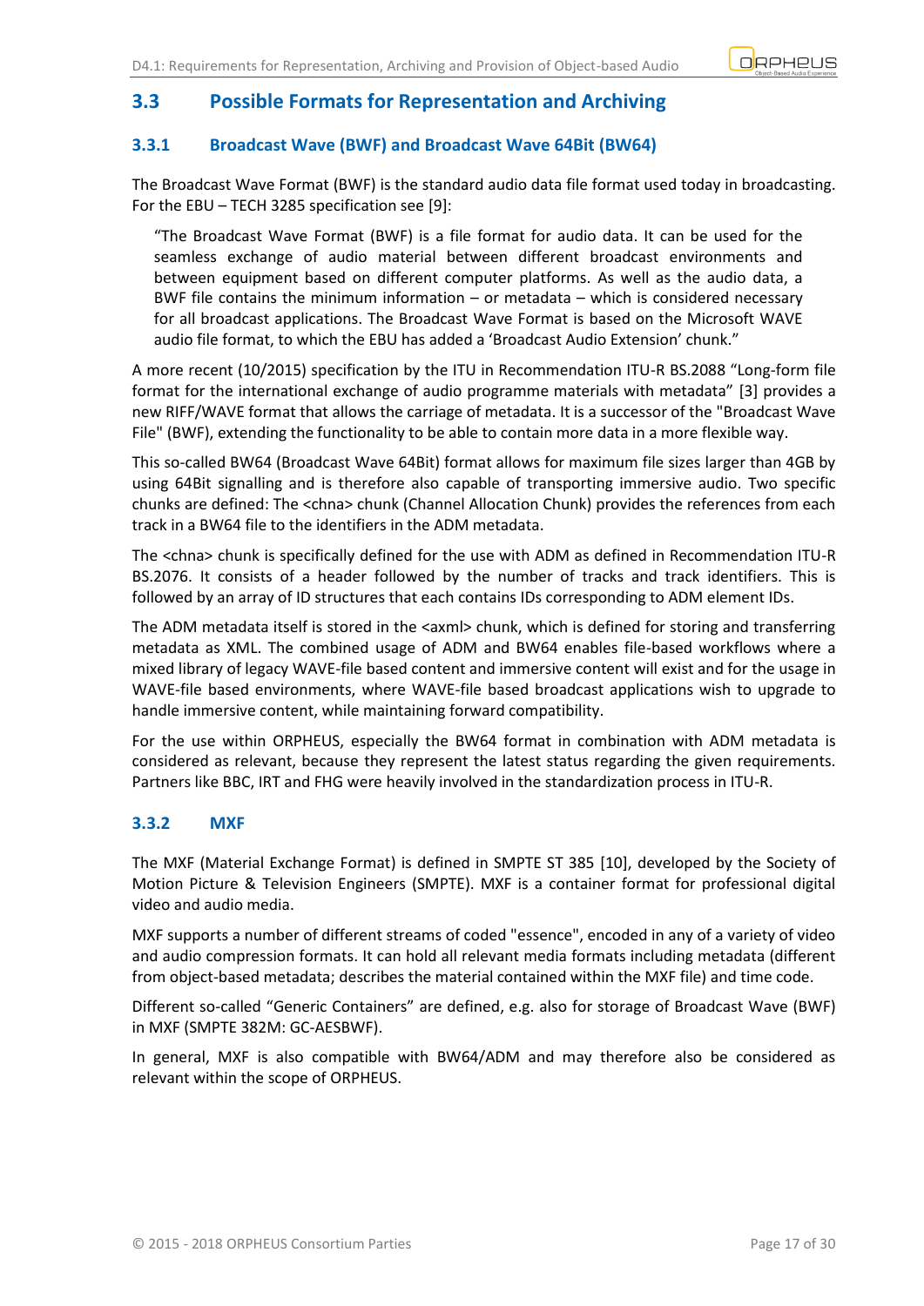## 3.3 Possible Formats for Representation and Archiving

### 3.3.1 Broadcast Wave (BWF) and Broadcast Wave 64Bit (BW64)

The Broadcast Wave Format (BWF) is the standard audio data file format used today in broadcasting. For the EBU – TECH 3285 specification see [9]:

> "The Broadcast Wave Format (BWF) is a file format for audio data. It can be used for the seamless exchange of audio material between different broadcast environments and between equipment based on different computer platforms. As well as the audio data, a BWF file contains the minimum information – or metadata – which is considered necessary for all broadcast applications. The Broadcast Wave Format is based on the Microsoft WAVE audio file format, to which the EBU has added a 'Broadcast Audio Extension' chunk."

A more recent (10/2015) specification by the ITU in Recommendation ITU-R BS.2088 "Long-form file format for the international exchange of audio programme materials with metadata" [3] provides a new RIFF/WAVE format that allows the carriage of metadata. It is a successor of the "Broadcast Wave File" (BWF), extending the functionality to be able to contain more data in a more flexible way.

This so-called BW64 (Broadcast Wave 64Bit) format allows for maximum file sizes larger than 4GB by using 64Bit signalling and is therefore also capable of transporting immersive audio. Two specific chunks are defined: The <chna> chunk (Channel Allocation Chunk) provides the references from each track in a BW64 file to the identifiers in the ADM metadata.

The <chna> chunk is specifically defined for the use with ADM as defined in Recommendation ITU-R BS.2076. It consists of a header followed by the number of tracks and track identifiers. This is followed by an array of ID structures that each contains IDs corresponding to ADM element IDs.

The ADM metadata itself is stored in the <axml> chunk, which is defined for storing and transferring metadata as XML. The combined usage of ADM and BW64 enables file-based workflows where a mixed library of legacy WAVE-file based content and immersive content will exist and for the usage in WAVE-file based environments, where WAVE-file based broadcast applications wish to upgrade to handle immersive content, while maintaining forward compatibility.

For the use within ORPHEUS, especially the BW64 format in combination with ADM metadata is considered as relevant, because they represent the latest status regarding the given requirements. Partners like BBC, IRT and FHG were heavily involved in the standardization process in ITU-R.

### 3.3.2 MXF

The MXF (Material Exchange Format) is defined in SMPTE ST 385 [10], developed by the Society of Motion Picture & Television Engineers (SMPTE). MXF is a container format for professional digital video and audio media.

MXF supports a number of different streams of coded "essence", encoded in any of a variety of video and audio compression formats. It can hold all relevant media formats including metadata (different from object-based metadata; describes the material contained within the MXF file) and time code.

Different so-called "Generic Containers" are defined, e.g. also for storage of Broadcast Wave (BWF) in MXF (SMPTE 382M: GC-AESBWF).

In general, MXF is also compatible with BW64/ADM and may therefore also be considered as relevant within the scope of ORPHEUS.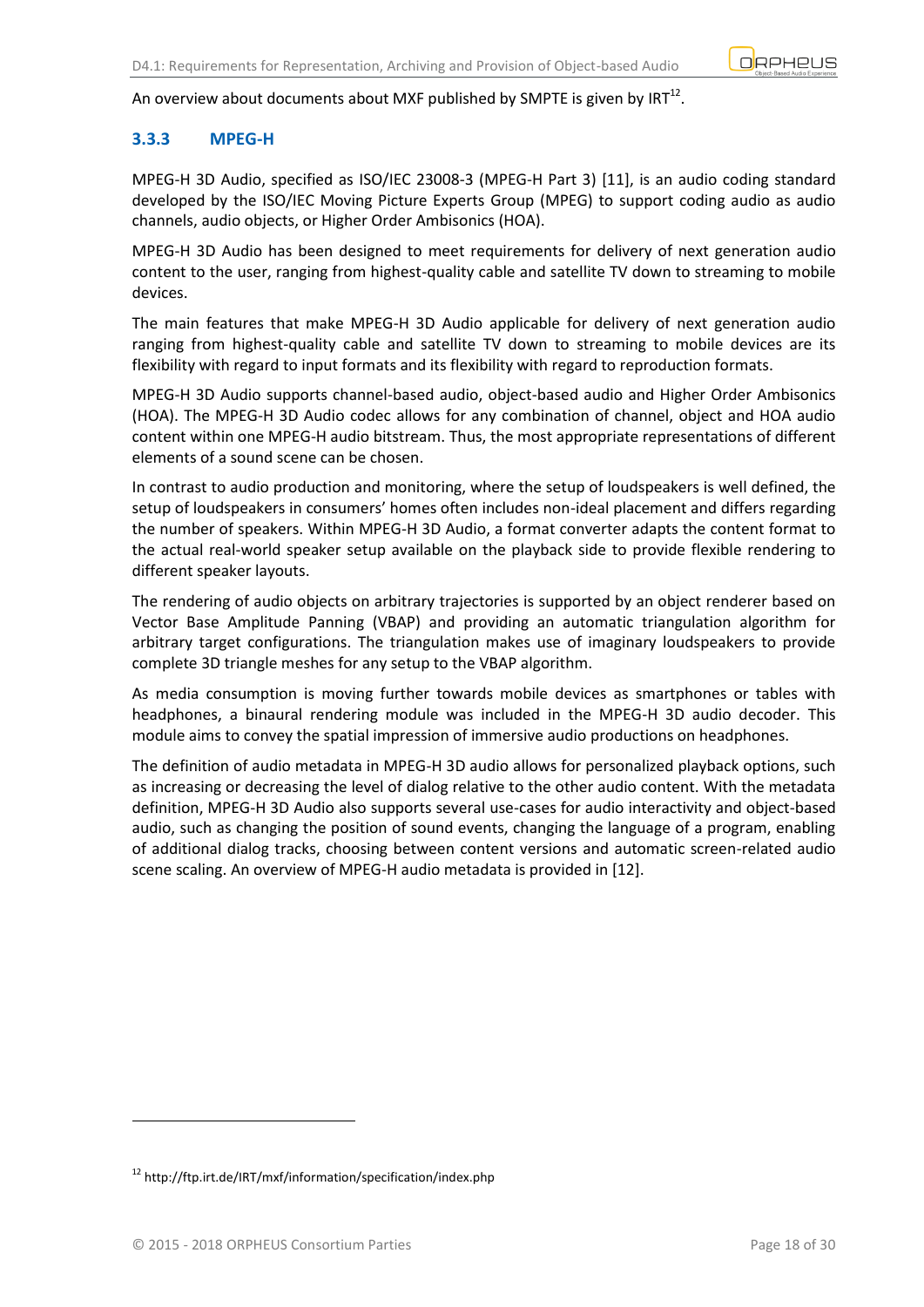An overview about documents about MXF published by SMPTE is given by IRT[12].

### 3.3.3 MPEG-H

MPEG-H 3D Audio, specified as ISO/IEC 23008-3 (MPEG-H Part 3) [11], is an audio coding standard developed by the ISO/IEC Moving Picture Experts Group (MPEG) to support coding audio as audio channels, audio objects, or Higher Order Ambisonics (HOA).

MPEG-H 3D Audio has been designed to meet requirements for delivery of next generation audio content to the user, ranging from highest-quality cable and satellite TV down to streaming to mobile devices.

The main features that make MPEG-H 3D Audio applicable for delivery of next generation audio ranging from highest-quality cable and satellite TV down to streaming to mobile devices are its flexibility with regard to input formats and its flexibility with regard to reproduction formats.

MPEG-H 3D Audio supports channel-based audio, object-based audio and Higher Order Ambisonics (HOA). The MPEG-H 3D Audio codec allows for any combination of channel, object and HOA audio content within one MPEG-H audio bitstream. Thus, the most appropriate representations of different elements of a sound scene can be chosen.

In contrast to audio production and monitoring, where the setup of loudspeakers is well defined, the setup of loudspeakers in consumers' homes often includes non-ideal placement and differs regarding the number of speakers. Within MPEG-H 3D Audio, a format converter adapts the content format to the actual real-world speaker setup available on the playback side to provide flexible rendering to different speaker layouts.

The rendering of audio objects on arbitrary trajectories is supported by an object renderer based on Vector Base Amplitude Panning (VBAP) and providing an automatic triangulation algorithm for arbitrary target configurations. The triangulation makes use of imaginary loudspeakers to provide complete 3D triangle meshes for any setup to the VBAP algorithm.

As media consumption is moving further towards mobile devices as smartphones or tables with headphones, a binaural rendering module was included in the MPEG-H 3D audio decoder. This module aims to convey the spatial impression of immersive audio productions on headphones.

The definition of audio metadata in MPEG-H 3D audio allows for personalized playback options, such as increasing or decreasing the level of dialog relative to the other audio content. With the metadata definition, MPEG-H 3D Audio also supports several use-cases for audio interactivity and object-based audio, such as changing the position of sound events, changing the language of a program, enabling of additional dialog tracks, choosing between content versions and automatic screen-related audio scene scaling. An overview of MPEG-H audio metadata is provided in [12].

---

[12] http://ftp.irt.de/IRT/mxf/information/specification/index.php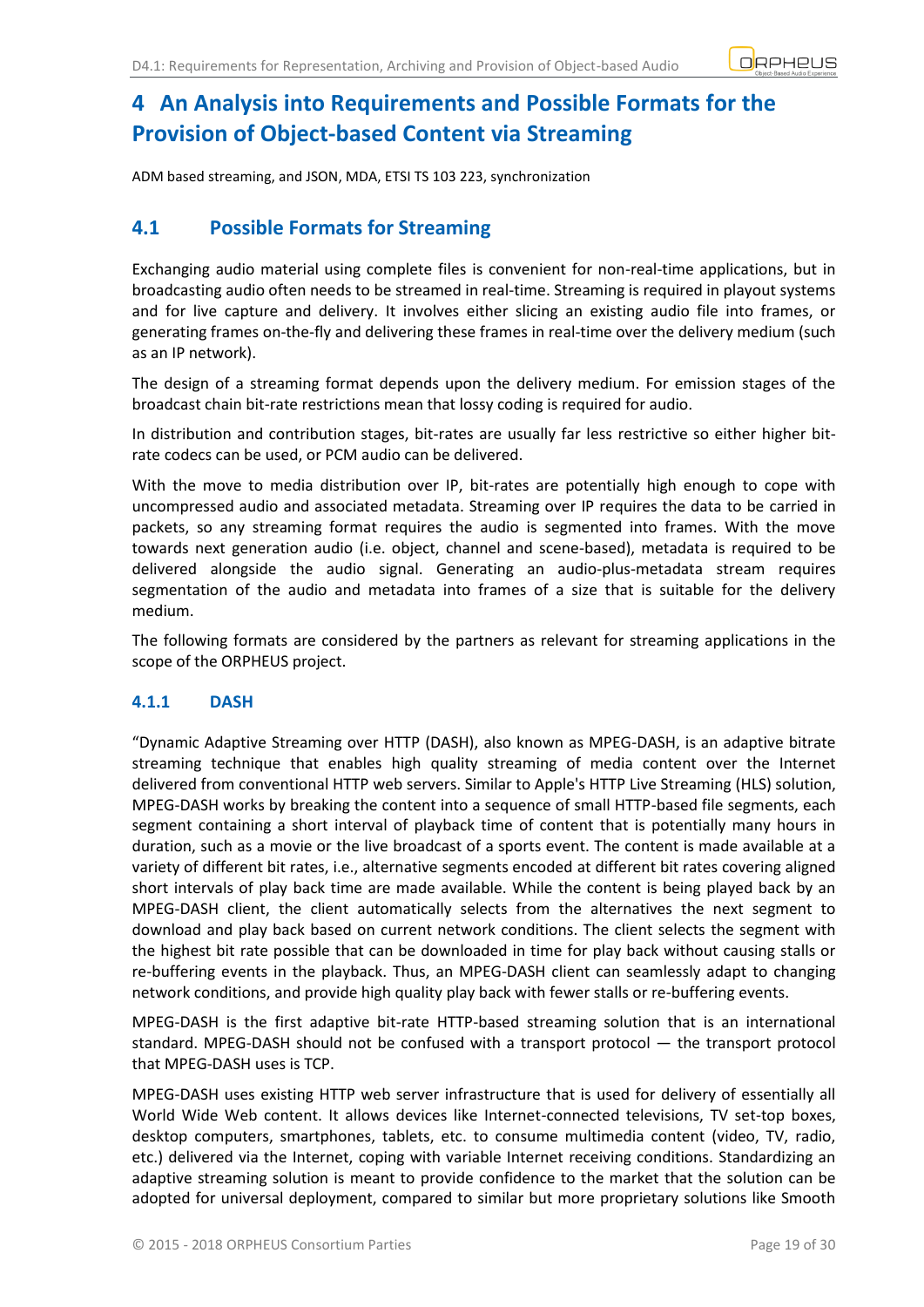# 4 An Analysis into Requirements and Possible Formats for the Provision of Object-based Content via Streaming

ADM based streaming, and JSON, MDA, ETSI TS 103 223, synchronization

## 4.1 Possible Formats for Streaming

Exchanging audio material using complete files is convenient for non-real-time applications, but in broadcasting audio often needs to be streamed in real-time. Streaming is required in playout systems and for live capture and delivery. It involves either slicing an existing audio file into frames, or generating frames on-the-fly and delivering these frames in real-time over the delivery medium (such as an IP network).

The design of a streaming format depends upon the delivery medium. For emission stages of the broadcast chain bit-rate restrictions mean that lossy coding is required for audio.

In distribution and contribution stages, bit-rates are usually far less restrictive so either higher bit-rate codecs can be used, or PCM audio can be delivered.

With the move to media distribution over IP, bit-rates are potentially high enough to cope with uncompressed audio and associated metadata. Streaming over IP requires the data to be carried in packets, so any streaming format requires the audio is segmented into frames. With the move towards next generation audio (i.e. object, channel and scene-based), metadata is required to be delivered alongside the audio signal. Generating an audio-plus-metadata stream requires segmentation of the audio and metadata into frames of a size that is suitable for the delivery medium.

The following formats are considered by the partners as relevant for streaming applications in the scope of the ORPHEUS project.

### 4.1.1 DASH

"Dynamic Adaptive Streaming over HTTP (DASH), also known as MPEG-DASH, is an adaptive bitrate streaming technique that enables high quality streaming of media content over the Internet delivered from conventional HTTP web servers. Similar to Apple's HTTP Live Streaming (HLS) solution, MPEG-DASH works by breaking the content into a sequence of small HTTP-based file segments, each segment containing a short interval of playback time of content that is potentially many hours in duration, such as a movie or the live broadcast of a sports event. The content is made available at a variety of different bit rates, i.e., alternative segments encoded at different bit rates covering aligned short intervals of play back time are made available. While the content is being played back by an MPEG-DASH client, the client automatically selects from the alternatives the next segment to download and play back based on current network conditions. The client selects the segment with the highest bit rate possible that can be downloaded in time for play back without causing stalls or re-buffering events in the playback. Thus, an MPEG-DASH client can seamlessly adapt to changing network conditions, and provide high quality play back with fewer stalls or re-buffering events.

MPEG-DASH is the first adaptive bit-rate HTTP-based streaming solution that is an international standard. MPEG-DASH should not be confused with a transport protocol — the transport protocol that MPEG-DASH uses is TCP.

MPEG-DASH uses existing HTTP web server infrastructure that is used for delivery of essentially all World Wide Web content. It allows devices like Internet-connected televisions, TV set-top boxes, desktop computers, smartphones, tablets, etc. to consume multimedia content (video, TV, radio, etc.) delivered via the Internet, coping with variable Internet receiving conditions. Standardizing an adaptive streaming solution is meant to provide confidence to the market that the solution can be adopted for universal deployment, compared to similar but more proprietary solutions like Smooth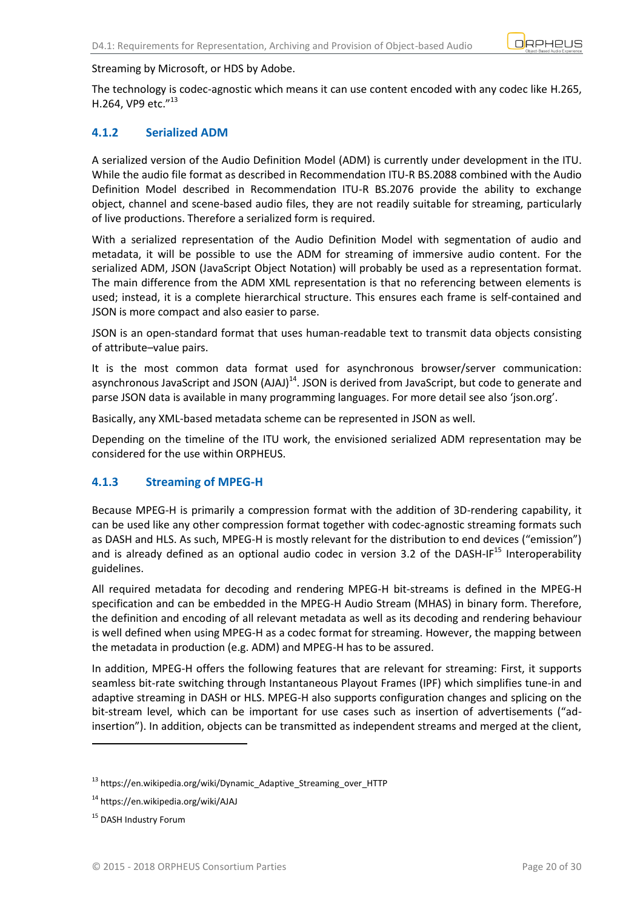Streaming by Microsoft, or HDS by Adobe.

The technology is codec-agnostic which means it can use content encoded with any codec like H.265, H.264, VP9 etc."[13]

### 4.1.2 Serialized ADM

A serialized version of the Audio Definition Model (ADM) is currently under development in the ITU. While the audio file format as described in Recommendation ITU-R BS.2088 combined with the Audio Definition Model described in Recommendation ITU-R BS.2076 provide the ability to exchange object, channel and scene-based audio files, they are not readily suitable for streaming, particularly of live productions. Therefore a serialized form is required.

With a serialized representation of the Audio Definition Model with segmentation of audio and metadata, it will be possible to use the ADM for streaming of immersive audio content. For the serialized ADM, JSON (JavaScript Object Notation) will probably be used as a representation format. The main difference from the ADM XML representation is that no referencing between elements is used; instead, it is a complete hierarchical structure. This ensures each frame is self-contained and JSON is more compact and also easier to parse.

JSON is an open-standard format that uses human-readable text to transmit data objects consisting of attribute–value pairs.

It is the most common data format used for asynchronous browser/server communication: asynchronous JavaScript and JSON (AJAJ)[14]. JSON is derived from JavaScript, but code to generate and parse JSON data is available in many programming languages. For more detail see also 'json.org'.

Basically, any XML-based metadata scheme can be represented in JSON as well.

Depending on the timeline of the ITU work, the envisioned serialized ADM representation may be considered for the use within ORPHEUS.

### 4.1.3 Streaming of MPEG-H

Because MPEG-H is primarily a compression format with the addition of 3D-rendering capability, it can be used like any other compression format together with codec-agnostic streaming formats such as DASH and HLS. As such, MPEG-H is mostly relevant for the distribution to end devices ("emission") and is already defined as an optional audio codec in version 3.2 of the DASH-IF[15] Interoperability guidelines.

All required metadata for decoding and rendering MPEG-H bit-streams is defined in the MPEG-H specification and can be embedded in the MPEG-H Audio Stream (MHAS) in binary form. Therefore, the definition and encoding of all relevant metadata as well as its decoding and rendering behaviour is well defined when using MPEG-H as a codec format for streaming. However, the mapping between the metadata in production (e.g. ADM) and MPEG-H has to be assured.

In addition, MPEG-H offers the following features that are relevant for streaming: First, it supports seamless bit-rate switching through Instantaneous Playout Frames (IPF) which simplifies tune-in and adaptive streaming in DASH or HLS. MPEG-H also supports configuration changes and splicing on the bit-stream level, which can be important for use cases such as insertion of advertisements ("ad-insertion"). In addition, objects can be transmitted as independent streams and merged at the client,

---

[13] https://en.wikipedia.org/wiki/Dynamic_Adaptive_Streaming_over_HTTP

[14] https://en.wikipedia.org/wiki/AJAJ

[15] DASH Industry Forum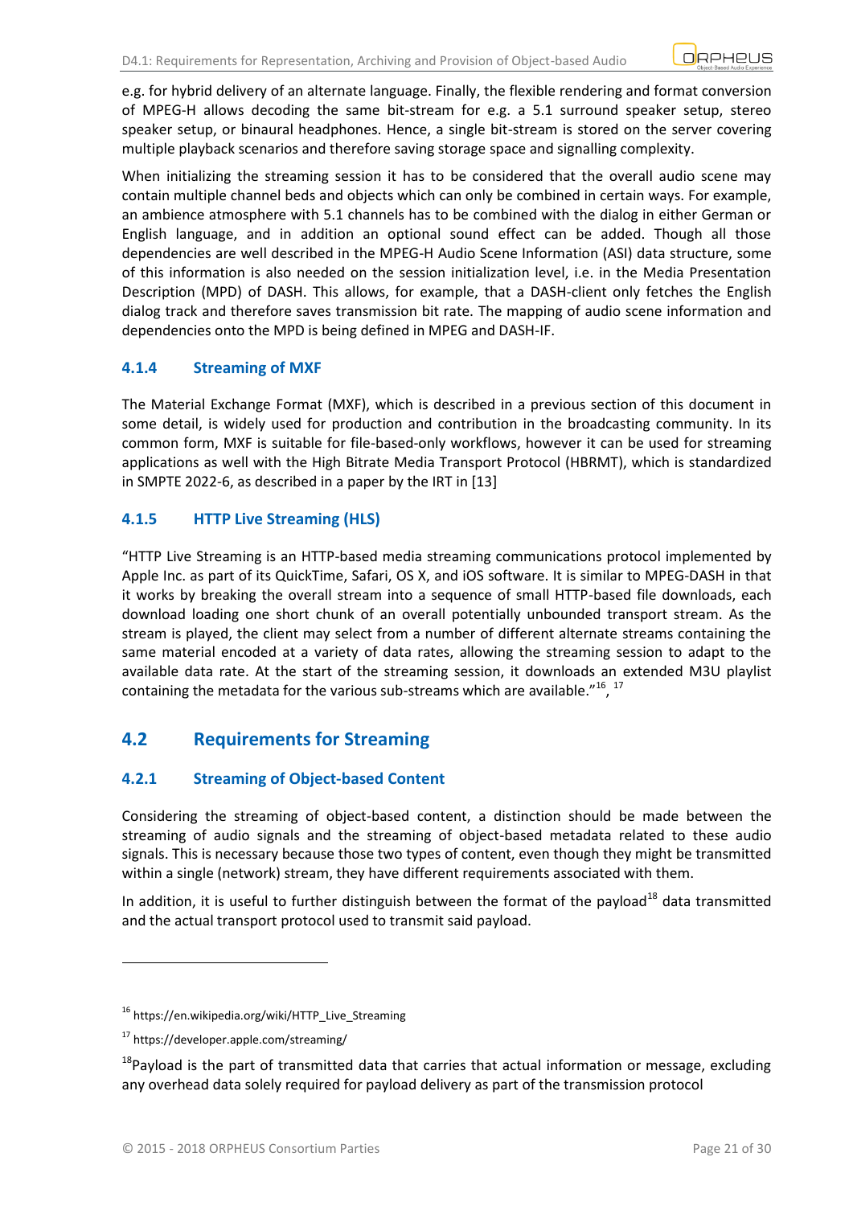e.g. for hybrid delivery of an alternate language. Finally, the flexible rendering and format conversion of MPEG-H allows decoding the same bit-stream for e.g. a 5.1 surround speaker setup, stereo speaker setup, or binaural headphones. Hence, a single bit-stream is stored on the server covering multiple playback scenarios and therefore saving storage space and signalling complexity.

When initializing the streaming session it has to be considered that the overall audio scene may contain multiple channel beds and objects which can only be combined in certain ways. For example, an ambience atmosphere with 5.1 channels has to be combined with the dialog in either German or English language, and in addition an optional sound effect can be added. Though all those dependencies are well described in the MPEG-H Audio Scene Information (ASI) data structure, some of this information is also needed on the session initialization level, i.e. in the Media Presentation Description (MPD) of DASH. This allows, for example, that a DASH-client only fetches the English dialog track and therefore saves transmission bit rate. The mapping of audio scene information and dependencies onto the MPD is being defined in MPEG and DASH-IF.

### 4.1.4 Streaming of MXF

The Material Exchange Format (MXF), which is described in a previous section of this document in some detail, is widely used for production and contribution in the broadcasting community. In its common form, MXF is suitable for file-based-only workflows, however it can be used for streaming applications as well with the High Bitrate Media Transport Protocol (HBRMT), which is standardized in SMPTE 2022-6, as described in a paper by the IRT in [13]

### 4.1.5 HTTP Live Streaming (HLS)

"HTTP Live Streaming is an HTTP-based media streaming communications protocol implemented by Apple Inc. as part of its QuickTime, Safari, OS X, and iOS software. It is similar to MPEG-DASH in that it works by breaking the overall stream into a sequence of small HTTP-based file downloads, each download loading one short chunk of an overall potentially unbounded transport stream. As the stream is played, the client may select from a number of different alternate streams containing the same material encoded at a variety of data rates, allowing the streaming session to adapt to the available data rate. At the start of the streaming session, it downloads an extended M3U playlist containing the metadata for the various sub-streams which are available."[16], [17]

## 4.2 Requirements for Streaming

### 4.2.1 Streaming of Object-based Content

Considering the streaming of object-based content, a distinction should be made between the streaming of audio signals and the streaming of object-based metadata related to these audio signals. This is necessary because those two types of content, even though they might be transmitted within a single (network) stream, they have different requirements associated with them.

In addition, it is useful to further distinguish between the format of the payload[18] data transmitted and the actual transport protocol used to transmit said payload.

---

[16] https://en.wikipedia.org/wiki/HTTP_Live_Streaming

[17] https://developer.apple.com/streaming/

[18] Payload is the part of transmitted data that carries that actual information or message, excluding any overhead data solely required for payload delivery as part of the transmission protocol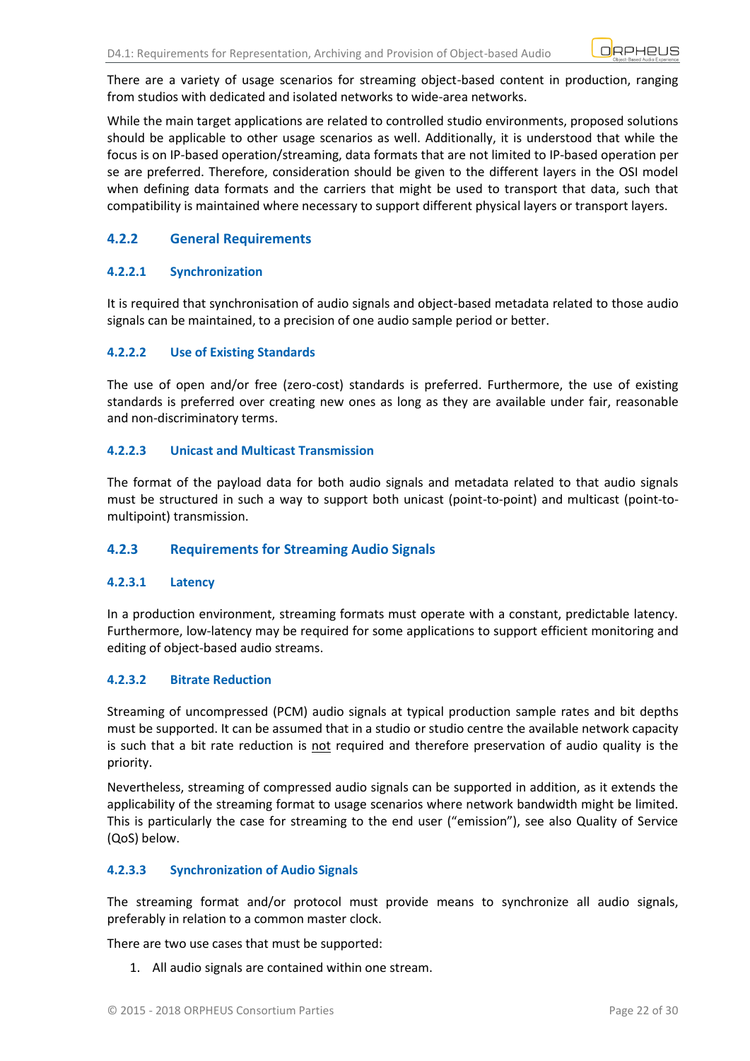There are a variety of usage scenarios for streaming object-based content in production, ranging from studios with dedicated and isolated networks to wide-area networks.

While the main target applications are related to controlled studio environments, proposed solutions should be applicable to other usage scenarios as well. Additionally, it is understood that while the focus is on IP-based operation/streaming, data formats that are not limited to IP-based operation per se are preferred. Therefore, consideration should be given to the different layers in the OSI model when defining data formats and the carriers that might be used to transport that data, such that compatibility is maintained where necessary to support different physical layers or transport layers.

### 4.2.2 General Requirements

#### 4.2.2.1 Synchronization

It is required that synchronisation of audio signals and object-based metadata related to those audio signals can be maintained, to a precision of one audio sample period or better.

#### 4.2.2.2 Use of Existing Standards

The use of open and/or free (zero-cost) standards is preferred. Furthermore, the use of existing standards is preferred over creating new ones as long as they are available under fair, reasonable and non-discriminatory terms.

#### 4.2.2.3 Unicast and Multicast Transmission

The format of the payload data for both audio signals and metadata related to that audio signals must be structured in such a way to support both unicast (point-to-point) and multicast (point-to-multipoint) transmission.

### 4.2.3 Requirements for Streaming Audio Signals

#### 4.2.3.1 Latency

In a production environment, streaming formats must operate with a constant, predictable latency. Furthermore, low-latency may be required for some applications to support efficient monitoring and editing of object-based audio streams.

#### 4.2.3.2 Bitrate Reduction

Streaming of uncompressed (PCM) audio signals at typical production sample rates and bit depths must be supported. It can be assumed that in a studio or studio centre the available network capacity is such that a bit rate reduction is <u>not</u> required and therefore preservation of audio quality is the priority.

Nevertheless, streaming of compressed audio signals can be supported in addition, as it extends the applicability of the streaming format to usage scenarios where network bandwidth might be limited. This is particularly the case for streaming to the end user ("emission"), see also Quality of Service (QoS) below.

#### 4.2.3.3 Synchronization of Audio Signals

The streaming format and/or protocol must provide means to synchronize all audio signals, preferably in relation to a common master clock.

There are two use cases that must be supported:

1. All audio signals are contained within one stream.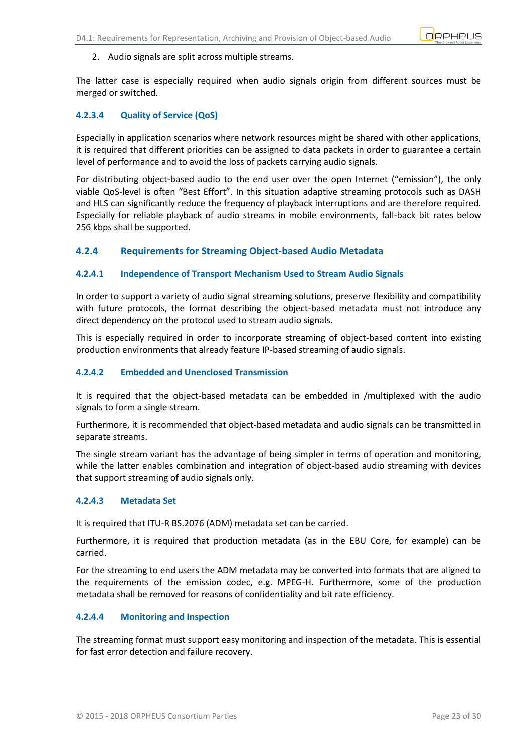2. Audio signals are split across multiple streams.

The latter case is especially required when audio signals origin from different sources must be merged or switched.

#### 4.2.3.4 Quality of Service (QoS)

Especially in application scenarios where network resources might be shared with other applications, it is required that different priorities can be assigned to data packets in order to guarantee a certain level of performance and to avoid the loss of packets carrying audio signals.

For distributing object-based audio to the end user over the open Internet (“emission”), the only viable QoS-level is often “Best Effort”. In this situation adaptive streaming protocols such as DASH and HLS can significantly reduce the frequency of playback interruptions and are therefore required. Especially for reliable playback of audio streams in mobile environments, fall-back bit rates below 256 kbps shall be supported.

### 4.2.4 Requirements for Streaming Object-based Audio Metadata

#### 4.2.4.1 Independence of Transport Mechanism Used to Stream Audio Signals

In order to support a variety of audio signal streaming solutions, preserve flexibility and compatibility with future protocols, the format describing the object-based metadata must not introduce any direct dependency on the protocol used to stream audio signals.

This is especially required in order to incorporate streaming of object-based content into existing production environments that already feature IP-based streaming of audio signals.

#### 4.2.4.2 Embedded and Unenclosed Transmission

It is required that the object-based metadata can be embedded in /multiplexed with the audio signals to form a single stream.

Furthermore, it is recommended that object-based metadata and audio signals can be transmitted in separate streams.

The single stream variant has the advantage of being simpler in terms of operation and monitoring, while the latter enables combination and integration of object-based audio streaming with devices that support streaming of audio signals only.

#### 4.2.4.3 Metadata Set

It is required that ITU-R BS.2076 (ADM) metadata set can be carried.

Furthermore, it is required that production metadata (as in the EBU Core, for example) can be carried.

For the streaming to end users the ADM metadata may be converted into formats that are aligned to the requirements of the emission codec, e.g. MPEG-H. Furthermore, some of the production metadata shall be removed for reasons of confidentiality and bit rate efficiency.

#### 4.2.4.4 Monitoring and Inspection

The streaming format must support easy monitoring and inspection of the metadata. This is essential for fast error detection and failure recovery.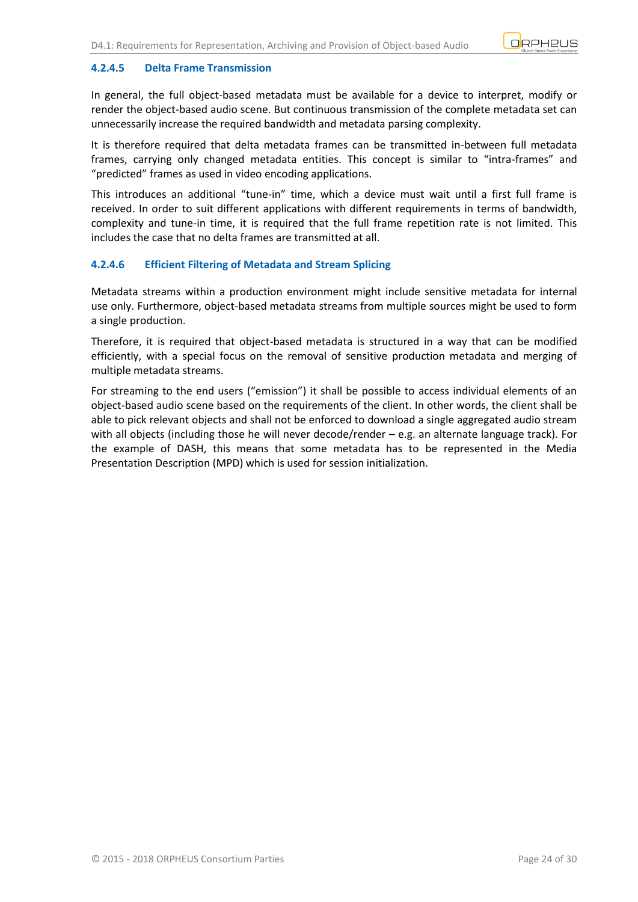#### 4.2.4.5 Delta Frame Transmission

In general, the full object-based metadata must be available for a device to interpret, modify or render the object-based audio scene. But continuous transmission of the complete metadata set can unnecessarily increase the required bandwidth and metadata parsing complexity.

It is therefore required that delta metadata frames can be transmitted in-between full metadata frames, carrying only changed metadata entities. This concept is similar to "intra-frames" and "predicted" frames as used in video encoding applications.

This introduces an additional "tune-in" time, which a device must wait until a first full frame is received. In order to suit different applications with different requirements in terms of bandwidth, complexity and tune-in time, it is required that the full frame repetition rate is not limited. This includes the case that no delta frames are transmitted at all.

#### 4.2.4.6 Efficient Filtering of Metadata and Stream Splicing

Metadata streams within a production environment might include sensitive metadata for internal use only. Furthermore, object-based metadata streams from multiple sources might be used to form a single production.

Therefore, it is required that object-based metadata is structured in a way that can be modified efficiently, with a special focus on the removal of sensitive production metadata and merging of multiple metadata streams.

For streaming to the end users ("emission") it shall be possible to access individual elements of an object-based audio scene based on the requirements of the client. In other words, the client shall be able to pick relevant objects and shall not be enforced to download a single aggregated audio stream with all objects (including those he will never decode/render – e.g. an alternate language track). For the example of DASH, this means that some metadata has to be represented in the Media Presentation Description (MPD) which is used for session initialization.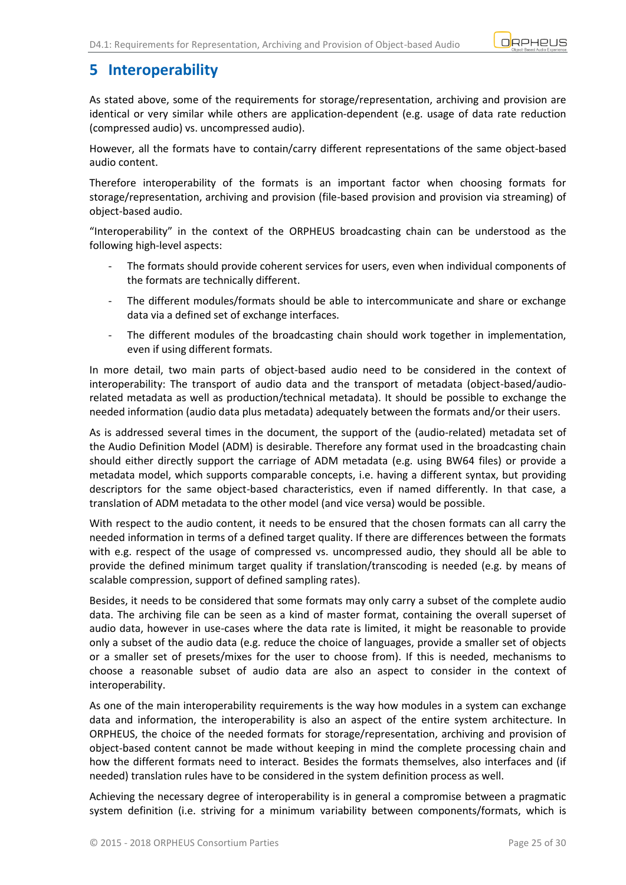# 5 Interoperability

As stated above, some of the requirements for storage/representation, archiving and provision are identical or very similar while others are application-dependent (e.g. usage of data rate reduction (compressed audio) vs. uncompressed audio).

However, all the formats have to contain/carry different representations of the same object-based audio content.

Therefore interoperability of the formats is an important factor when choosing formats for storage/representation, archiving and provision (file-based provision and provision via streaming) of object-based audio.

"Interoperability" in the context of the ORPHEUS broadcasting chain can be understood as the following high-level aspects:

- The formats should provide coherent services for users, even when individual components of the formats are technically different.
- The different modules/formats should be able to intercommunicate and share or exchange data via a defined set of exchange interfaces.
- The different modules of the broadcasting chain should work together in implementation, even if using different formats.

In more detail, two main parts of object-based audio need to be considered in the context of interoperability: The transport of audio data and the transport of metadata (object-based/audio-related metadata as well as production/technical metadata). It should be possible to exchange the needed information (audio data plus metadata) adequately between the formats and/or their users.

As is addressed several times in the document, the support of the (audio-related) metadata set of the Audio Definition Model (ADM) is desirable. Therefore any format used in the broadcasting chain should either directly support the carriage of ADM metadata (e.g. using BW64 files) or provide a metadata model, which supports comparable concepts, i.e. having a different syntax, but providing descriptors for the same object-based characteristics, even if named differently. In that case, a translation of ADM metadata to the other model (and vice versa) would be possible.

With respect to the audio content, it needs to be ensured that the chosen formats can all carry the needed information in terms of a defined target quality. If there are differences between the formats with e.g. respect of the usage of compressed vs. uncompressed audio, they should all be able to provide the defined minimum target quality if translation/transcoding is needed (e.g. by means of scalable compression, support of defined sampling rates).

Besides, it needs to be considered that some formats may only carry a subset of the complete audio data. The archiving file can be seen as a kind of master format, containing the overall superset of audio data, however in use-cases where the data rate is limited, it might be reasonable to provide only a subset of the audio data (e.g. reduce the choice of languages, provide a smaller set of objects or a smaller set of presets/mixes for the user to choose from). If this is needed, mechanisms to choose a reasonable subset of audio data are also an aspect to consider in the context of interoperability.

As one of the main interoperability requirements is the way how modules in a system can exchange data and information, the interoperability is also an aspect of the entire system architecture. In ORPHEUS, the choice of the needed formats for storage/representation, archiving and provision of object-based content cannot be made without keeping in mind the complete processing chain and how the different formats need to interact. Besides the formats themselves, also interfaces and (if needed) translation rules have to be considered in the system definition process as well.

Achieving the necessary degree of interoperability is in general a compromise between a pragmatic system definition (i.e. striving for a minimum variability between components/formats, which is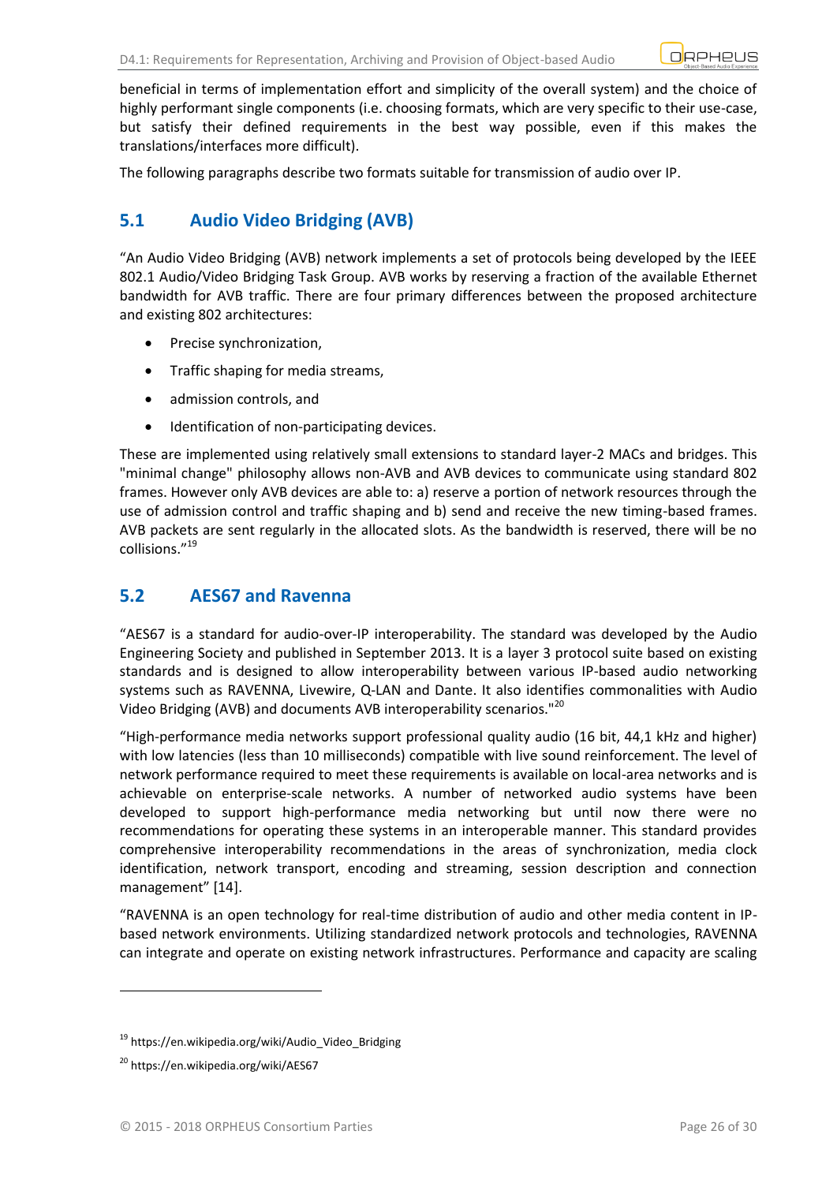beneficial in terms of implementation effort and simplicity of the overall system) and the choice of highly performant single components (i.e. choosing formats, which are very specific to their use-case, but satisfy their defined requirements in the best way possible, even if this makes the translations/interfaces more difficult).

The following paragraphs describe two formats suitable for transmission of audio over IP.

## 5.1 Audio Video Bridging (AVB)

"An Audio Video Bridging (AVB) network implements a set of protocols being developed by the IEEE 802.1 Audio/Video Bridging Task Group. AVB works by reserving a fraction of the available Ethernet bandwidth for AVB traffic. There are four primary differences between the proposed architecture and existing 802 architectures:

- Precise synchronization,
- Traffic shaping for media streams,
- admission controls, and
- Identification of non-participating devices.

These are implemented using relatively small extensions to standard layer-2 MACs and bridges. This "minimal change" philosophy allows non-AVB and AVB devices to communicate using standard 802 frames. However only AVB devices are able to: a) reserve a portion of network resources through the use of admission control and traffic shaping and b) send and receive the new timing-based frames. AVB packets are sent regularly in the allocated slots. As the bandwidth is reserved, there will be no collisions."[19]

## 5.2 AES67 and Ravenna

"AES67 is a standard for audio-over-IP interoperability. The standard was developed by the Audio Engineering Society and published in September 2013. It is a layer 3 protocol suite based on existing standards and is designed to allow interoperability between various IP-based audio networking systems such as RAVENNA, Livewire, Q-LAN and Dante. It also identifies commonalities with Audio Video Bridging (AVB) and documents AVB interoperability scenarios."[20]

"High-performance media networks support professional quality audio (16 bit, 44,1 kHz and higher) with low latencies (less than 10 milliseconds) compatible with live sound reinforcement. The level of network performance required to meet these requirements is available on local-area networks and is achievable on enterprise-scale networks. A number of networked audio systems have been developed to support high-performance media networking but until now there were no recommendations for operating these systems in an interoperable manner. This standard provides comprehensive interoperability recommendations in the areas of synchronization, media clock identification, network transport, encoding and streaming, session description and connection management" [14].

"RAVENNA is an open technology for real-time distribution of audio and other media content in IP-based network environments. Utilizing standardized network protocols and technologies, RAVENNA can integrate and operate on existing network infrastructures. Performance and capacity are scaling

---

[19] https://en.wikipedia.org/wiki/Audio_Video_Bridging

[20] https://en.wikipedia.org/wiki/AES67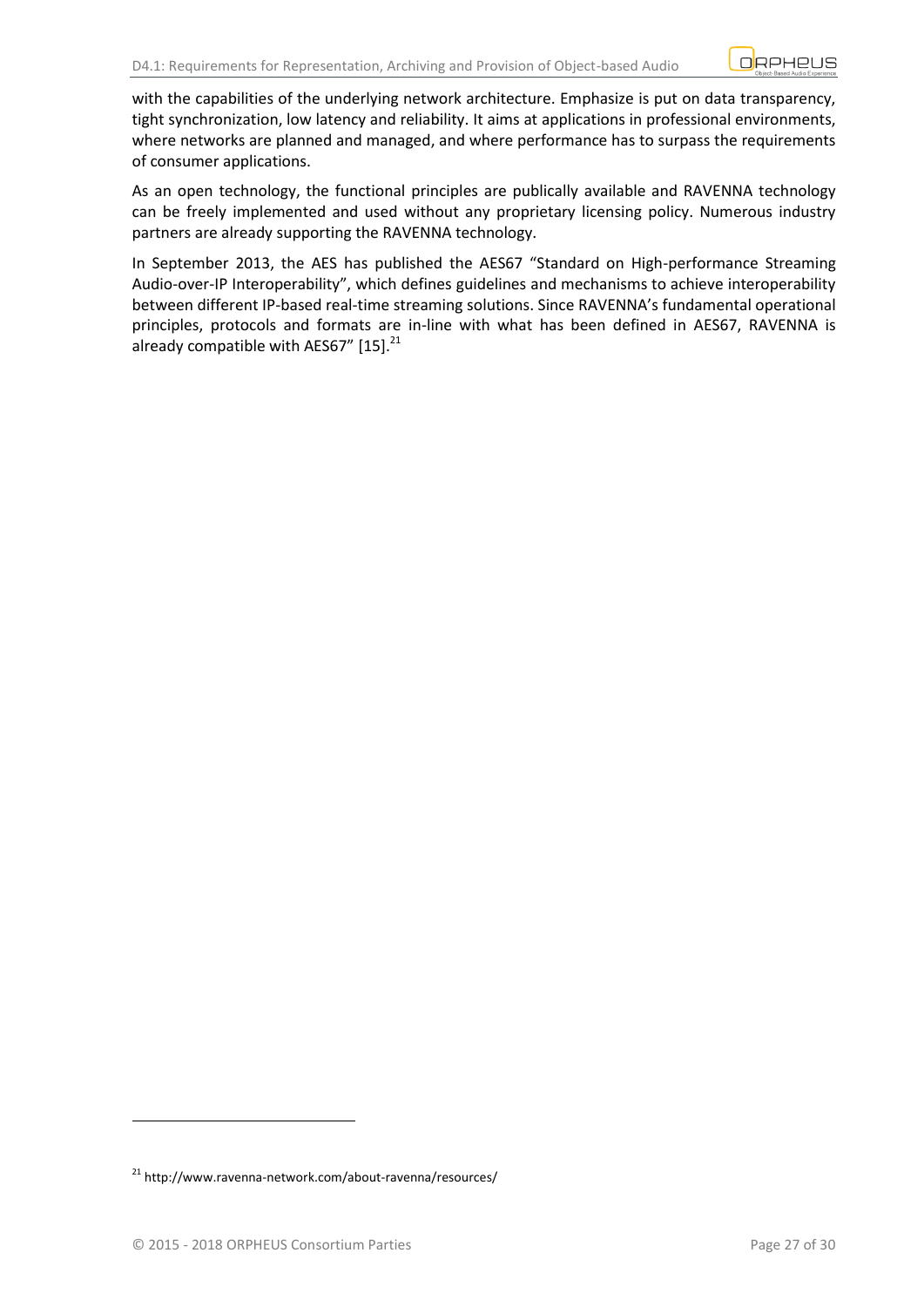with the capabilities of the underlying network architecture. Emphasize is put on data transparency, tight synchronization, low latency and reliability. It aims at applications in professional environments, where networks are planned and managed, and where performance has to surpass the requirements of consumer applications.

As an open technology, the functional principles are publically available and RAVENNA technology can be freely implemented and used without any proprietary licensing policy. Numerous industry partners are already supporting the RAVENNA technology.

In September 2013, the AES has published the AES67 "Standard on High-performance Streaming Audio-over-IP Interoperability", which defines guidelines and mechanisms to achieve interoperability between different IP-based real-time streaming solutions. Since RAVENNA's fundamental operational principles, protocols and formats are in-line with what has been defined in AES67, RAVENNA is already compatible with AES67" [15].[21]

---

[21] http://www.ravenna-network.com/about-ravenna/resources/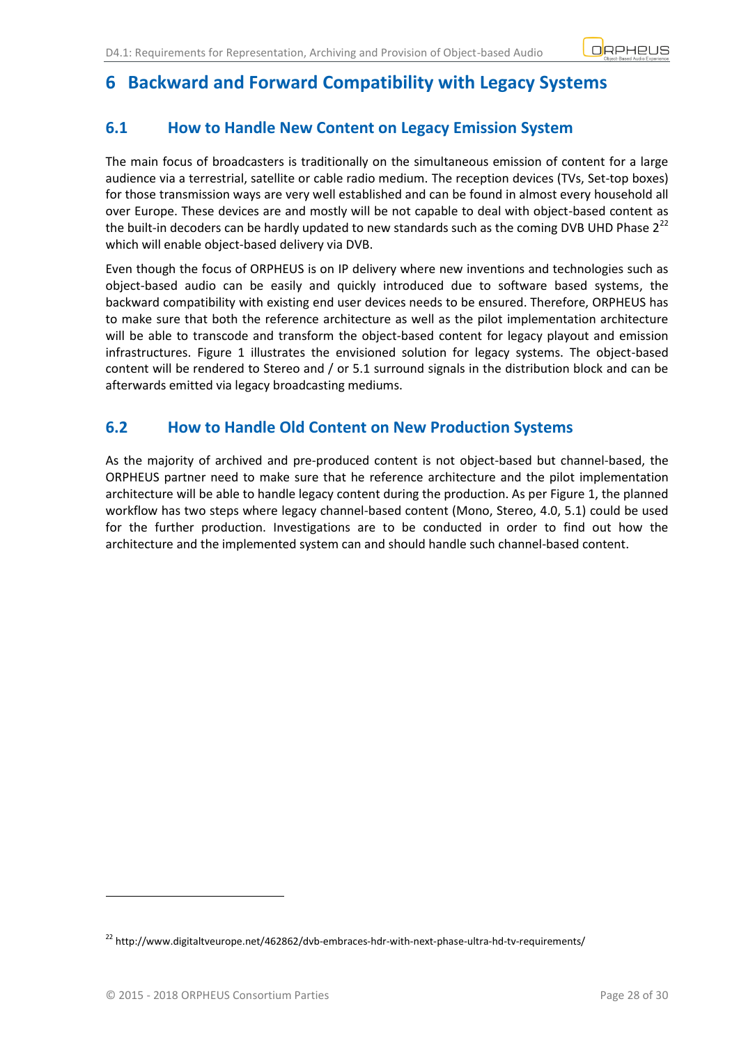# 6 Backward and Forward Compatibility with Legacy Systems

## 6.1 How to Handle New Content on Legacy Emission System

The main focus of broadcasters is traditionally on the simultaneous emission of content for a large audience via a terrestrial, satellite or cable radio medium. The reception devices (TVs, Set-top boxes) for those transmission ways are very well established and can be found in almost every household all over Europe. These devices are and mostly will be not capable to deal with object-based content as the built-in decoders can be hardly updated to new standards such as the coming DVB UHD Phase 2[22] which will enable object-based delivery via DVB.

Even though the focus of ORPHEUS is on IP delivery where new inventions and technologies such as object-based audio can be easily and quickly introduced due to software based systems, the backward compatibility with existing end user devices needs to be ensured. Therefore, ORPHEUS has to make sure that both the reference architecture as well as the pilot implementation architecture will be able to transcode and transform the object-based content for legacy playout and emission infrastructures. Figure 1 illustrates the envisioned solution for legacy systems. The object-based content will be rendered to Stereo and / or 5.1 surround signals in the distribution block and can be afterwards emitted via legacy broadcasting mediums.

## 6.2 How to Handle Old Content on New Production Systems

As the majority of archived and pre-produced content is not object-based but channel-based, the ORPHEUS partner need to make sure that he reference architecture and the pilot implementation architecture will be able to handle legacy content during the production. As per Figure 1, the planned workflow has two steps where legacy channel-based content (Mono, Stereo, 4.0, 5.1) could be used for the further production. Investigations are to be conducted in order to find out how the architecture and the implemented system can and should handle such channel-based content.

[22] http://www.digitaltveurope.net/462862/dvb-embraces-hdr-with-next-phase-ultra-hd-tv-requirements/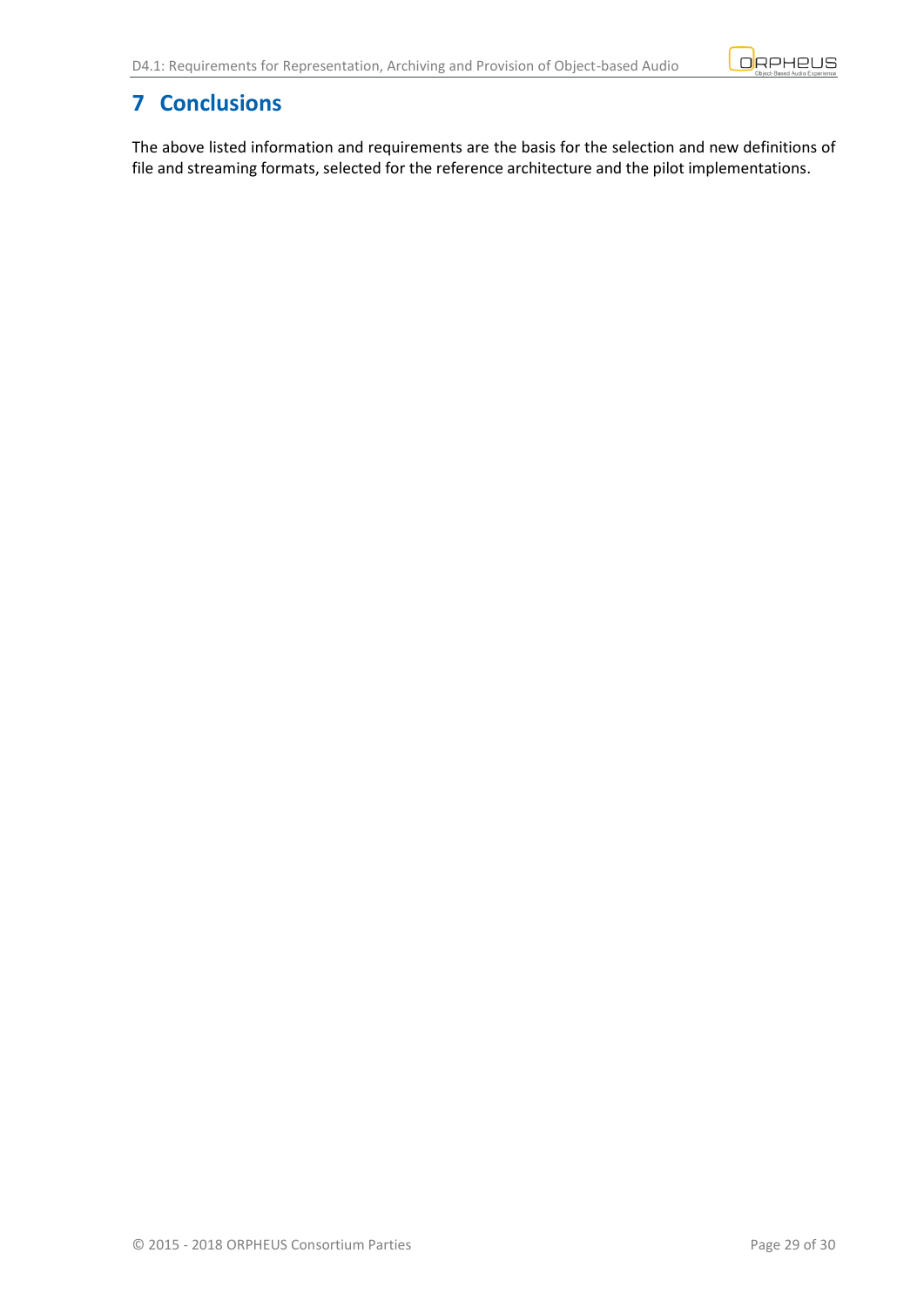# 7 Conclusions

The above listed information and requirements are the basis for the selection and new definitions of file and streaming formats, selected for the reference architecture and the pilot implementations.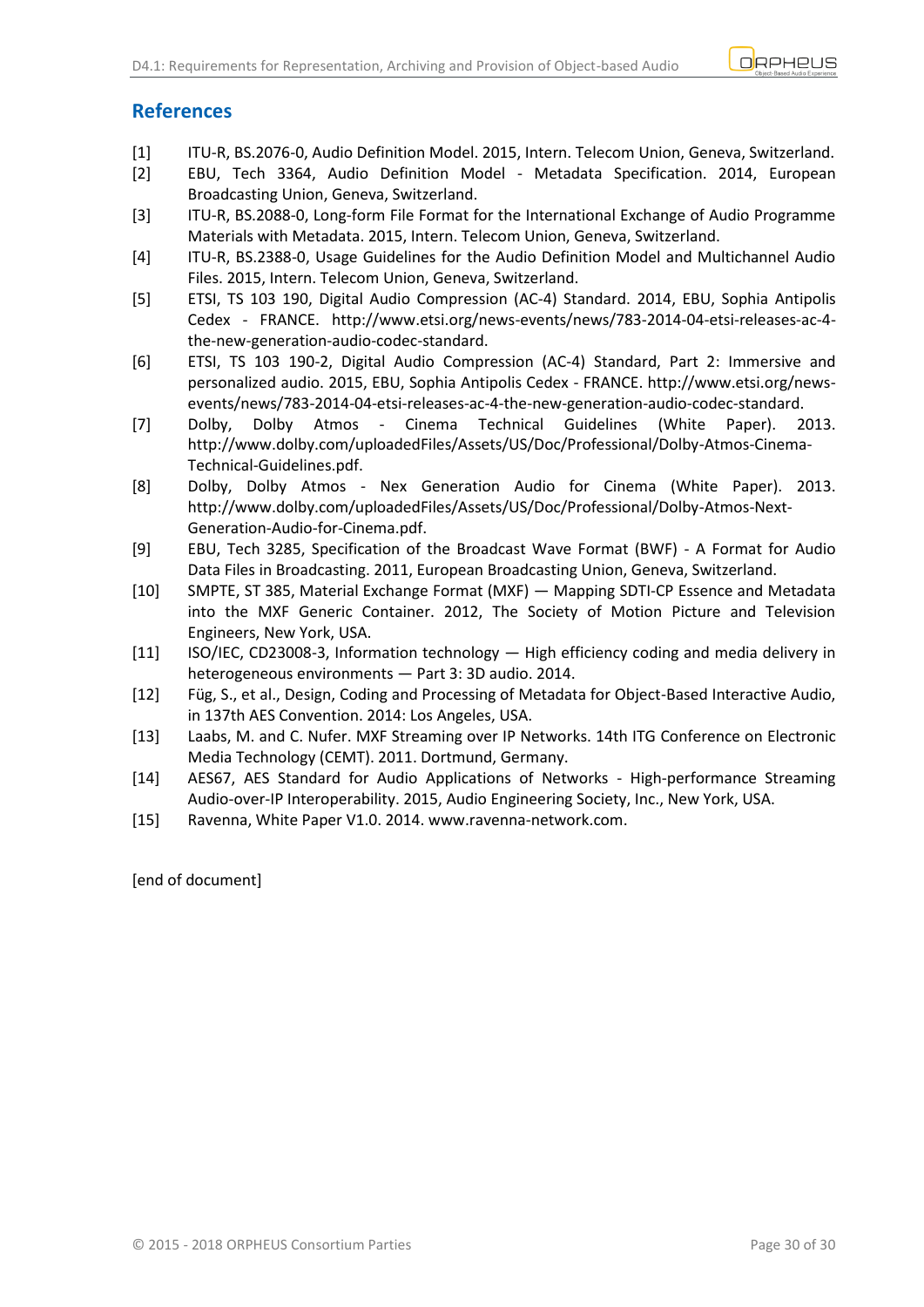## References

[1] ITU-R, BS.2076-0, Audio Definition Model. 2015, Intern. Telecom Union, Geneva, Switzerland.

[2] EBU, Tech 3364, Audio Definition Model - Metadata Specification. 2014, European Broadcasting Union, Geneva, Switzerland.

[3] ITU-R, BS.2088-0, Long-form File Format for the International Exchange of Audio Programme Materials with Metadata. 2015, Intern. Telecom Union, Geneva, Switzerland.

[4] ITU-R, BS.2388-0, Usage Guidelines for the Audio Definition Model and Multichannel Audio Files. 2015, Intern. Telecom Union, Geneva, Switzerland.

[5] ETSI, TS 103 190, Digital Audio Compression (AC-4) Standard. 2014, EBU, Sophia Antipolis Cedex - FRANCE. http://www.etsi.org/news-events/news/783-2014-04-etsi-releases-ac-4-the-new-generation-audio-codec-standard.

[6] ETSI, TS 103 190-2, Digital Audio Compression (AC-4) Standard, Part 2: Immersive and personalized audio. 2015, EBU, Sophia Antipolis Cedex - FRANCE. http://www.etsi.org/news-events/news/783-2014-04-etsi-releases-ac-4-the-new-generation-audio-codec-standard.

[7] Dolby, Dolby Atmos - Cinema Technical Guidelines (White Paper). 2013. http://www.dolby.com/uploadedFiles/Assets/US/Doc/Professional/Dolby-Atmos-Cinema-Technical-Guidelines.pdf.

[8] Dolby, Dolby Atmos - Nex Generation Audio for Cinema (White Paper). 2013. http://www.dolby.com/uploadedFiles/Assets/US/Doc/Professional/Dolby-Atmos-Next-Generation-Audio-for-Cinema.pdf.

[9] EBU, Tech 3285, Specification of the Broadcast Wave Format (BWF) - A Format for Audio Data Files in Broadcasting. 2011, European Broadcasting Union, Geneva, Switzerland.

[10] SMPTE, ST 385, Material Exchange Format (MXF) — Mapping SDTI-CP Essence and Metadata into the MXF Generic Container. 2012, The Society of Motion Picture and Television Engineers, New York, USA.

[11] ISO/IEC, CD23008-3, Information technology — High efficiency coding and media delivery in heterogeneous environments — Part 3: 3D audio. 2014.

[12] Füg, S., et al., Design, Coding and Processing of Metadata for Object-Based Interactive Audio, in 137th AES Convention. 2014: Los Angeles, USA.

[13] Laabs, M. and C. Nufer. MXF Streaming over IP Networks. 14th ITG Conference on Electronic Media Technology (CEMT). 2011. Dortmund, Germany.

[14] AES67, AES Standard for Audio Applications of Networks - High-performance Streaming Audio-over-IP Interoperability. 2015, Audio Engineering Society, Inc., New York, USA.

[15] Ravenna, White Paper V1.0. 2014. www.ravenna-network.com.

[end of document]